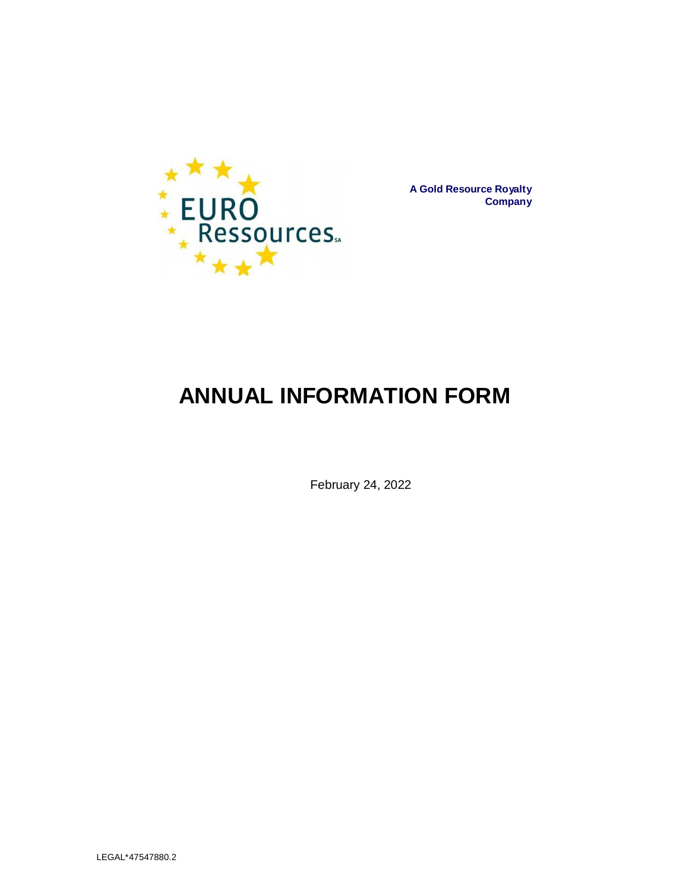EURO Ressources SA

**A Gold Resource Royalty Company**

# ANNUAL INFORMATION FORM

February 24, 2022

LEGAL*47547880.2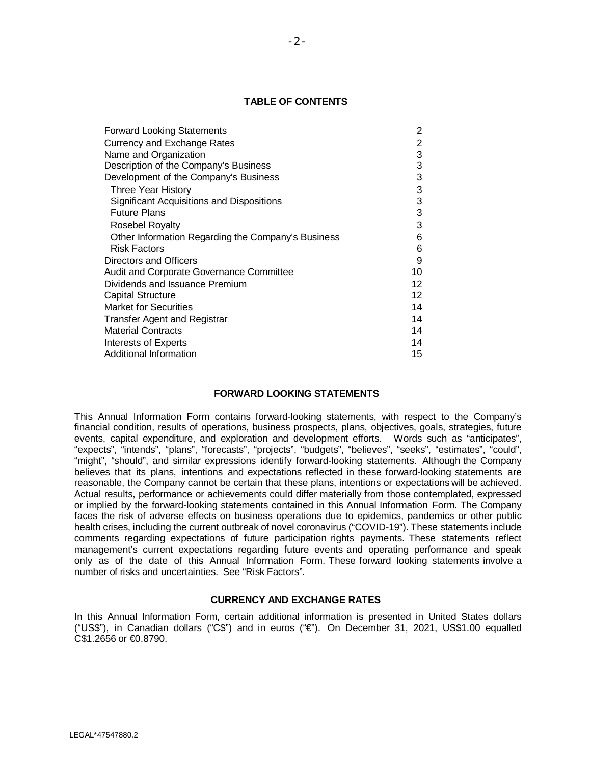## TABLE OF CONTENTS

| | |
|---|---|
| Forward Looking Statements | 2 |
| Currency and Exchange Rates | 2 |
| Name and Organization | 3 |
| Description of the Company's Business | 3 |
| Development of the Company's Business | 3 |
| Three Year History | 3 |
| Significant Acquisitions and Dispositions | 3 |
| Future Plans | 3 |
| Rosebel Royalty | 3 |
| Other Information Regarding the Company's Business | 6 |
| Risk Factors | 6 |
| Directors and Officers | 9 |
| Audit and Corporate Governance Committee | 10 |
| Dividends and Issuance Premium | 12 |
| Capital Structure | 12 |
| Market for Securities | 14 |
| Transfer Agent and Registrar | 14 |
| Material Contracts | 14 |
| Interests of Experts | 14 |
| Additional Information | 15 |

## FORWARD LOOKING STATEMENTS

This Annual Information Form contains forward-looking statements, with respect to the Company's financial condition, results of operations, business prospects, plans, objectives, goals, strategies, future events, capital expenditure, and exploration and development efforts. Words such as "anticipates", "expects", "intends", "plans", "forecasts", "projects", "budgets", "believes", "seeks", "estimates", "could", "might", "should", and similar expressions identify forward-looking statements. Although the Company believes that its plans, intentions and expectations reflected in these forward-looking statements are reasonable, the Company cannot be certain that these plans, intentions or expectations will be achieved. Actual results, performance or achievements could differ materially from those contemplated, expressed or implied by the forward-looking statements contained in this Annual Information Form. The Company faces the risk of adverse effects on business operations due to epidemics, pandemics or other public health crises, including the current outbreak of novel coronavirus ("COVID-19"). These statements include comments regarding expectations of future participation rights payments. These statements reflect management's current expectations regarding future events and operating performance and speak only as of the date of this Annual Information Form. These forward looking statements involve a number of risks and uncertainties. See "Risk Factors".

## CURRENCY AND EXCHANGE RATES

In this Annual Information Form, certain additional information is presented in United States dollars ("US$"), in Canadian dollars ("C$") and in euros ("€"). On December 31, 2021, US$1.00 equalled C$1.2656 or €0.8790.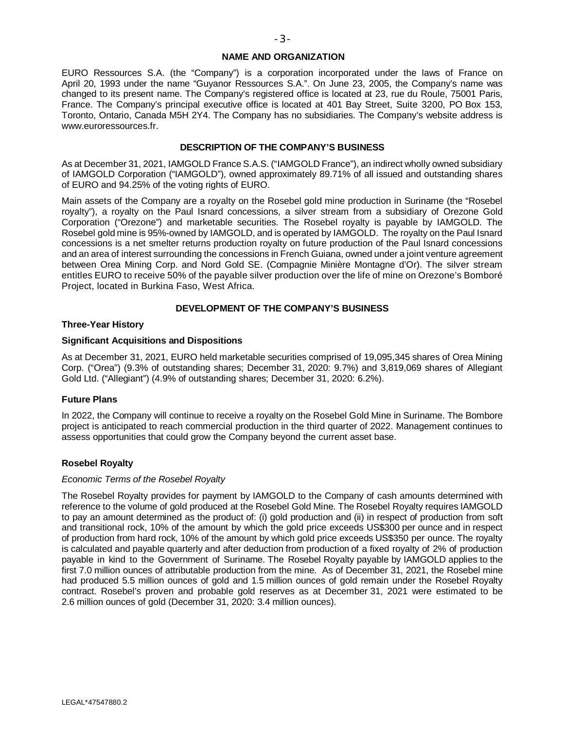## NAME AND ORGANIZATION

EURO Ressources S.A. (the "Company") is a corporation incorporated under the laws of France on April 20, 1993 under the name "Guyanor Ressources S.A.". On June 23, 2005, the Company's name was changed to its present name. The Company's registered office is located at 23, rue du Roule, 75001 Paris, France. The Company's principal executive office is located at 401 Bay Street, Suite 3200, PO Box 153, Toronto, Ontario, Canada M5H 2Y4. The Company has no subsidiaries. The Company's website address is www.euroressources.fr.

## DESCRIPTION OF THE COMPANY'S BUSINESS

As at December 31, 2021, IAMGOLD France S.A.S. ("IAMGOLD France"), an indirect wholly owned subsidiary of IAMGOLD Corporation ("IAMGOLD"), owned approximately 89.71% of all issued and outstanding shares of EURO and 94.25% of the voting rights of EURO.

Main assets of the Company are a royalty on the Rosebel gold mine production in Suriname (the "Rosebel royalty"), a royalty on the Paul Isnard concessions, a silver stream from a subsidiary of Orezone Gold Corporation ("Orezone") and marketable securities. The Rosebel royalty is payable by IAMGOLD. The Rosebel gold mine is 95%-owned by IAMGOLD, and is operated by IAMGOLD. The royalty on the Paul Isnard concessions is a net smelter returns production royalty on future production of the Paul Isnard concessions and an area of interest surrounding the concessions in French Guiana, owned under a joint venture agreement between Orea Mining Corp. and Nord Gold SE. (Compagnie Minière Montagne d'Or). The silver stream entitles EURO to receive 50% of the payable silver production over the life of mine on Orezone's Bomboré Project, located in Burkina Faso, West Africa.

## DEVELOPMENT OF THE COMPANY'S BUSINESS

### Three-Year History

### Significant Acquisitions and Dispositions

As at December 31, 2021, EURO held marketable securities comprised of 19,095,345 shares of Orea Mining Corp. ("Orea") (9.3% of outstanding shares; December 31, 2020: 9.7%) and 3,819,069 shares of Allegiant Gold Ltd. ("Allegiant") (4.9% of outstanding shares; December 31, 2020: 6.2%).

### Future Plans

In 2022, the Company will continue to receive a royalty on the Rosebel Gold Mine in Suriname. The Bombore project is anticipated to reach commercial production in the third quarter of 2022. Management continues to assess opportunities that could grow the Company beyond the current asset base.

### Rosebel Royalty

*Economic Terms of the Rosebel Royalty*

The Rosebel Royalty provides for payment by IAMGOLD to the Company of cash amounts determined with reference to the volume of gold produced at the Rosebel Gold Mine. The Rosebel Royalty requires IAMGOLD to pay an amount determined as the product of: (i) gold production and (ii) in respect of production from soft and transitional rock, 10% of the amount by which the gold price exceeds US$300 per ounce and in respect of production from hard rock, 10% of the amount by which gold price exceeds US$350 per ounce. The royalty is calculated and payable quarterly and after deduction from production of a fixed royalty of 2% of production payable in kind to the Government of Suriname. The Rosebel Royalty payable by IAMGOLD applies to the first 7.0 million ounces of attributable production from the mine. As of December 31, 2021, the Rosebel mine had produced 5.5 million ounces of gold and 1.5 million ounces of gold remain under the Rosebel Royalty contract. Rosebel's proven and probable gold reserves as at December 31, 2021 were estimated to be 2.6 million ounces of gold (December 31, 2020: 3.4 million ounces).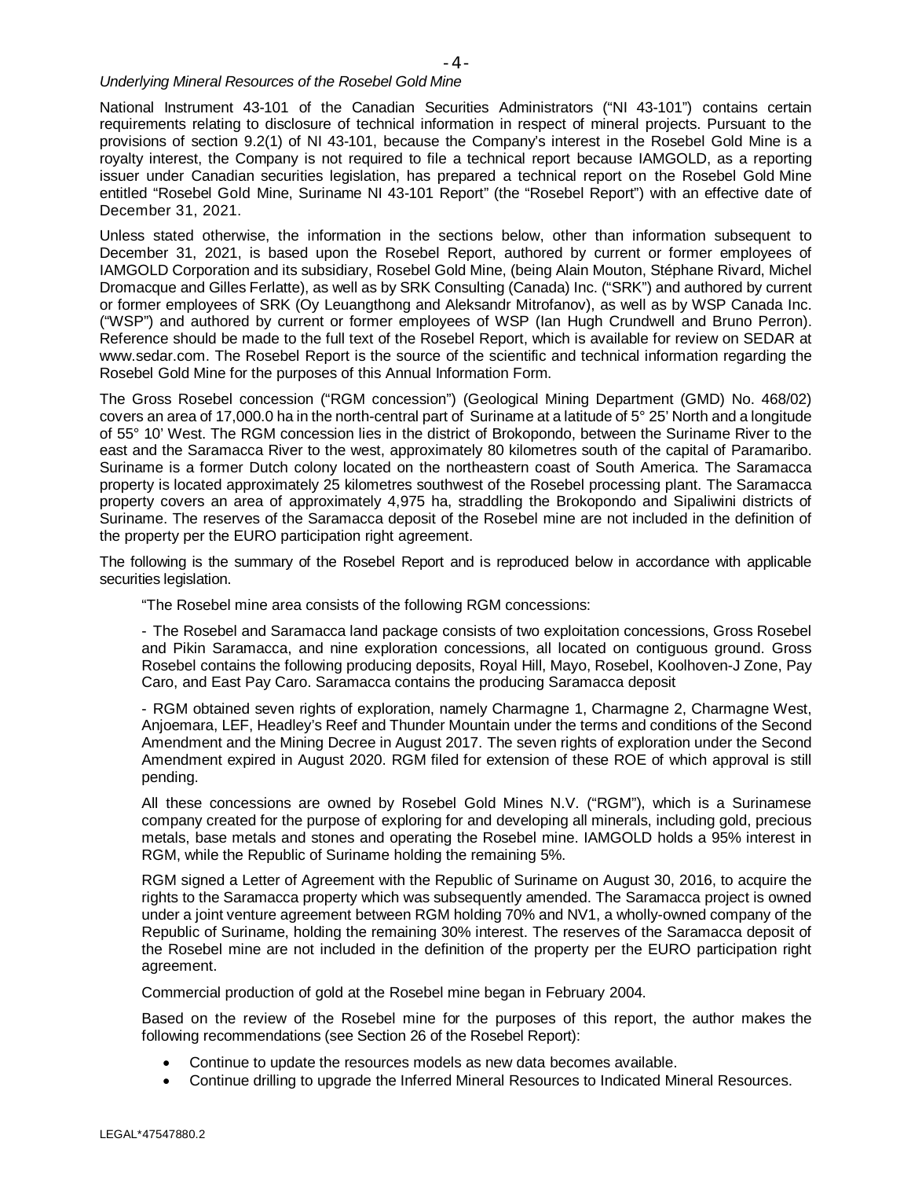*Underlying Mineral Resources of the Rosebel Gold Mine*

National Instrument 43-101 of the Canadian Securities Administrators ("NI 43-101") contains certain requirements relating to disclosure of technical information in respect of mineral projects. Pursuant to the provisions of section 9.2(1) of NI 43-101, because the Company's interest in the Rosebel Gold Mine is a royalty interest, the Company is not required to file a technical report because IAMGOLD, as a reporting issuer under Canadian securities legislation, has prepared a technical report on the Rosebel Gold Mine entitled "Rosebel Gold Mine, Suriname NI 43-101 Report" (the "Rosebel Report") with an effective date of December 31, 2021.

Unless stated otherwise, the information in the sections below, other than information subsequent to December 31, 2021, is based upon the Rosebel Report, authored by current or former employees of IAMGOLD Corporation and its subsidiary, Rosebel Gold Mine, (being Alain Mouton, Stéphane Rivard, Michel Dromacque and Gilles Ferlatte), as well as by SRK Consulting (Canada) Inc. ("SRK") and authored by current or former employees of SRK (Oy Leuangthong and Aleksandr Mitrofanov), as well as by WSP Canada Inc. ("WSP") and authored by current or former employees of WSP (Ian Hugh Crundwell and Bruno Perron). Reference should be made to the full text of the Rosebel Report, which is available for review on SEDAR at www.sedar.com. The Rosebel Report is the source of the scientific and technical information regarding the Rosebel Gold Mine for the purposes of this Annual Information Form.

The Gross Rosebel concession ("RGM concession") (Geological Mining Department (GMD) No. 468/02) covers an area of 17,000.0 ha in the north-central part of Suriname at a latitude of 5° 25' North and a longitude of 55° 10' West. The RGM concession lies in the district of Brokopondo, between the Suriname River to the east and the Saramacca River to the west, approximately 80 kilometres south of the capital of Paramaribo. Suriname is a former Dutch colony located on the northeastern coast of South America. The Saramacca property is located approximately 25 kilometres southwest of the Rosebel processing plant. The Saramacca property covers an area of approximately 4,975 ha, straddling the Brokopondo and Sipaliwini districts of Suriname. The reserves of the Saramacca deposit of the Rosebel mine are not included in the definition of the property per the EURO participation right agreement.

The following is the summary of the Rosebel Report and is reproduced below in accordance with applicable securities legislation.

> "The Rosebel mine area consists of the following RGM concessions:
>
> - The Rosebel and Saramacca land package consists of two exploitation concessions, Gross Rosebel and Pikin Saramacca, and nine exploration concessions, all located on contiguous ground. Gross Rosebel contains the following producing deposits, Royal Hill, Mayo, Rosebel, Koolhoven-J Zone, Pay Caro, and East Pay Caro. Saramacca contains the producing Saramacca deposit
>
> - RGM obtained seven rights of exploration, namely Charmagne 1, Charmagne 2, Charmagne West, Anjoemara, LEF, Headley's Reef and Thunder Mountain under the terms and conditions of the Second Amendment and the Mining Decree in August 2017. The seven rights of exploration under the Second Amendment expired in August 2020. RGM filed for extension of these ROE of which approval is still pending.
>
> All these concessions are owned by Rosebel Gold Mines N.V. ("RGM"), which is a Surinamese company created for the purpose of exploring for and developing all minerals, including gold, precious metals, base metals and stones and operating the Rosebel mine. IAMGOLD holds a 95% interest in RGM, while the Republic of Suriname holding the remaining 5%.
>
> RGM signed a Letter of Agreement with the Republic of Suriname on August 30, 2016, to acquire the rights to the Saramacca property which was subsequently amended. The Saramacca project is owned under a joint venture agreement between RGM holding 70% and NV1, a wholly-owned company of the Republic of Suriname, holding the remaining 30% interest. The reserves of the Saramacca deposit of the Rosebel mine are not included in the definition of the property per the EURO participation right agreement.
>
> Commercial production of gold at the Rosebel mine began in February 2004.
>
> Based on the review of the Rosebel mine for the purposes of this report, the author makes the following recommendations (see Section 26 of the Rosebel Report):
>
> - Continue to update the resources models as new data becomes available.
> - Continue drilling to upgrade the Inferred Mineral Resources to Indicated Mineral Resources.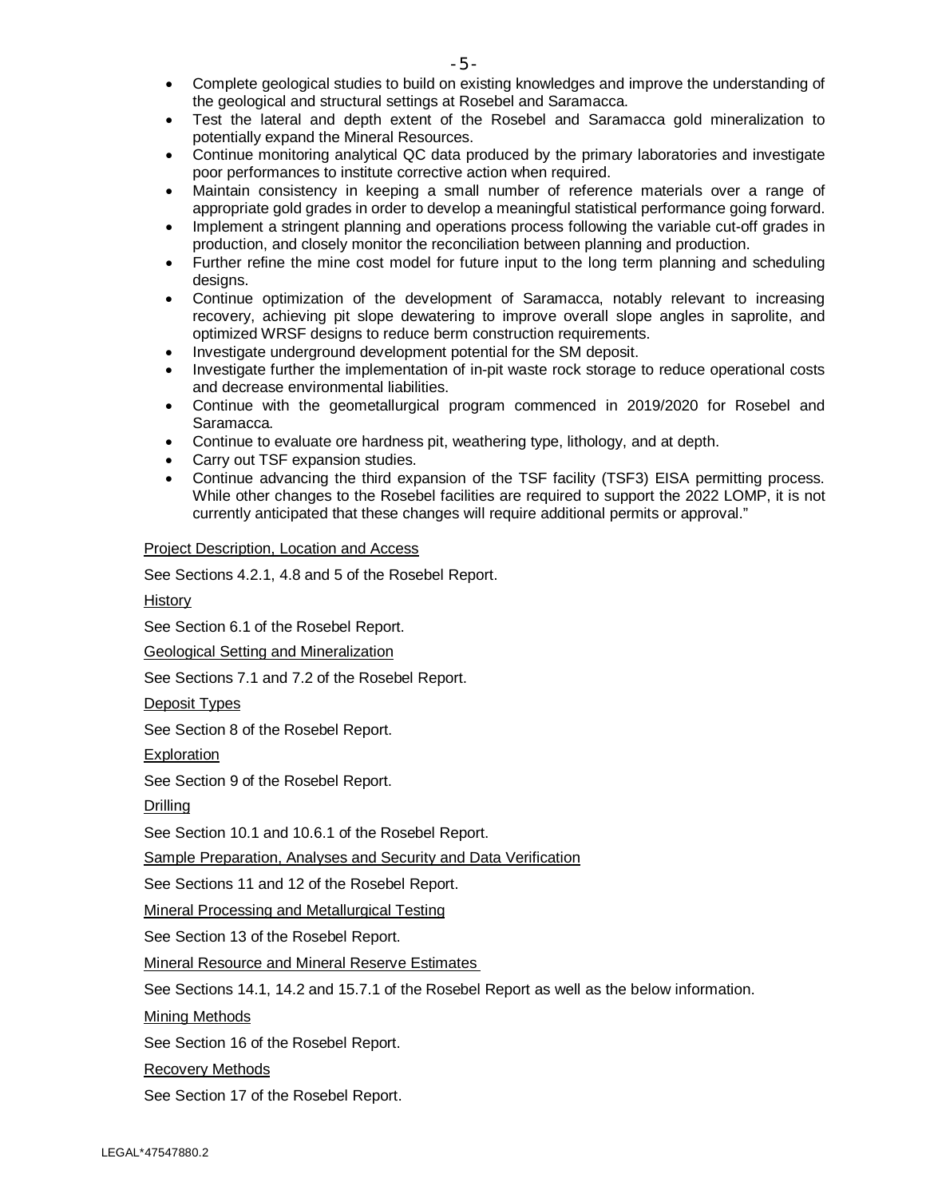- Complete geological studies to build on existing knowledges and improve the understanding of the geological and structural settings at Rosebel and Saramacca.
- Test the lateral and depth extent of the Rosebel and Saramacca gold mineralization to potentially expand the Mineral Resources.
- Continue monitoring analytical QC data produced by the primary laboratories and investigate poor performances to institute corrective action when required.
- Maintain consistency in keeping a small number of reference materials over a range of appropriate gold grades in order to develop a meaningful statistical performance going forward.
- Implement a stringent planning and operations process following the variable cut-off grades in production, and closely monitor the reconciliation between planning and production.
- Further refine the mine cost model for future input to the long term planning and scheduling designs.
- Continue optimization of the development of Saramacca, notably relevant to increasing recovery, achieving pit slope dewatering to improve overall slope angles in saprolite, and optimized WRSF designs to reduce berm construction requirements.
- Investigate underground development potential for the SM deposit.
- Investigate further the implementation of in-pit waste rock storage to reduce operational costs and decrease environmental liabilities.
- Continue with the geometallurgical program commenced in 2019/2020 for Rosebel and Saramacca.
- Continue to evaluate ore hardness pit, weathering type, lithology, and at depth.
- Carry out TSF expansion studies.
- Continue advancing the third expansion of the TSF facility (TSF3) EISA permitting process. While other changes to the Rosebel facilities are required to support the 2022 LOMP, it is not currently anticipated that these changes will require additional permits or approval."

<u>Project Description, Location and Access</u>

See Sections 4.2.1, 4.8 and 5 of the Rosebel Report.

<u>History</u>

See Section 6.1 of the Rosebel Report.

<u>Geological Setting and Mineralization</u>

See Sections 7.1 and 7.2 of the Rosebel Report.

<u>Deposit Types</u>

See Section 8 of the Rosebel Report.

<u>Exploration</u>

See Section 9 of the Rosebel Report.

<u>Drilling</u>

See Section 10.1 and 10.6.1 of the Rosebel Report.

<u>Sample Preparation, Analyses and Security and Data Verification</u>

See Sections 11 and 12 of the Rosebel Report.

<u>Mineral Processing and Metallurgical Testing</u>

See Section 13 of the Rosebel Report.

<u>Mineral Resource and Mineral Reserve Estimates</u>

See Sections 14.1, 14.2 and 15.7.1 of the Rosebel Report as well as the below information.

<u>Mining Methods</u>

See Section 16 of the Rosebel Report.

<u>Recovery Methods</u>

See Section 17 of the Rosebel Report.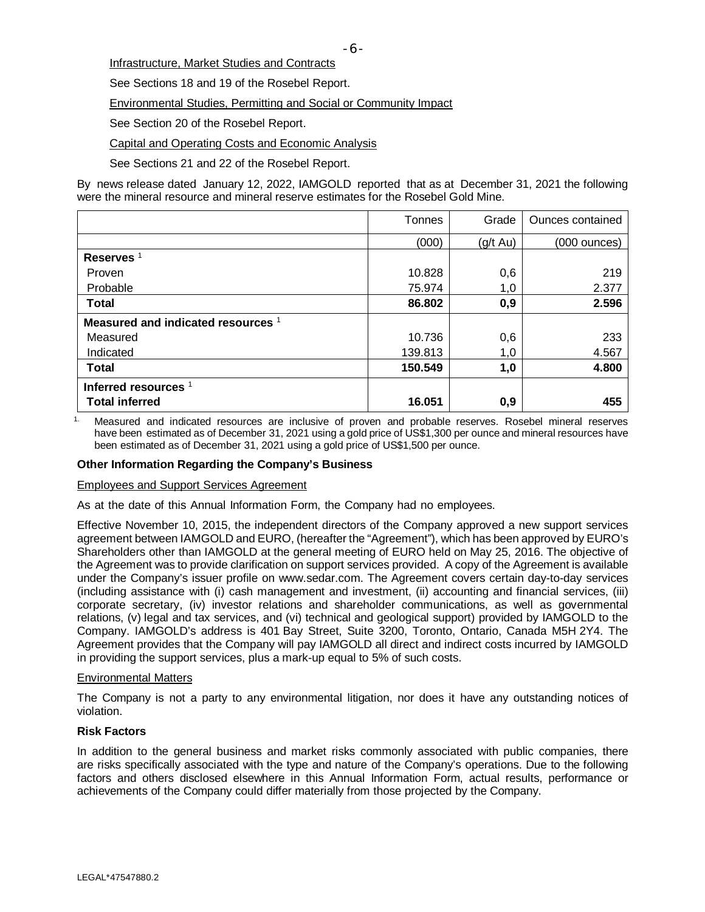Infrastructure, Market Studies and Contracts

See Sections 18 and 19 of the Rosebel Report.

Environmental Studies, Permitting and Social or Community Impact

See Section 20 of the Rosebel Report.

Capital and Operating Costs and Economic Analysis

See Sections 21 and 22 of the Rosebel Report.

By news release dated January 12, 2022, IAMGOLD reported that as at December 31, 2021 the following were the mineral resource and mineral reserve estimates for the Rosebel Gold Mine.

| | Tonnes | Grade | Ounces contained |
|---|---|---|---|
| | (000) | (g/t Au) | (000 ounces) |
| **Reserves** [1] | | | |
| Proven | 10.828 | 0,6 | 219 |
| Probable | 75.974 | 1,0 | 2.377 |
| **Total** | **86.802** | **0,9** | **2.596** |
| **Measured and indicated resources** [1] | | | |
| Measured | 10.736 | 0,6 | 233 |
| Indicated | 139.813 | 1,0 | 4.567 |
| **Total** | **150.549** | **1,0** | **4.800** |
| **Inferred resources** [1] | | | |
| **Total inferred** | **16.051** | **0,9** | **455** |

1. Measured and indicated resources are inclusive of proven and probable reserves. Rosebel mineral reserves have been estimated as of December 31, 2021 using a gold price of US$1,300 per ounce and mineral resources have been estimated as of December 31, 2021 using a gold price of US$1,500 per ounce.

**Other Information Regarding the Company's Business**

Employees and Support Services Agreement

As at the date of this Annual Information Form, the Company had no employees.

Effective November 10, 2015, the independent directors of the Company approved a new support services agreement between IAMGOLD and EURO, (hereafter the "Agreement"), which has been approved by EURO's Shareholders other than IAMGOLD at the general meeting of EURO held on May 25, 2016. The objective of the Agreement was to provide clarification on support services provided. A copy of the Agreement is available under the Company's issuer profile on www.sedar.com. The Agreement covers certain day-to-day services (including assistance with (i) cash management and investment, (ii) accounting and financial services, (iii) corporate secretary, (iv) investor relations and shareholder communications, as well as governmental relations, (v) legal and tax services, and (vi) technical and geological support) provided by IAMGOLD to the Company. IAMGOLD's address is 401 Bay Street, Suite 3200, Toronto, Ontario, Canada M5H 2Y4. The Agreement provides that the Company will pay IAMGOLD all direct and indirect costs incurred by IAMGOLD in providing the support services, plus a mark-up equal to 5% of such costs.

Environmental Matters

The Company is not a party to any environmental litigation, nor does it have any outstanding notices of violation.

**Risk Factors**

In addition to the general business and market risks commonly associated with public companies, there are risks specifically associated with the type and nature of the Company's operations. Due to the following factors and others disclosed elsewhere in this Annual Information Form, actual results, performance or achievements of the Company could differ materially from those projected by the Company.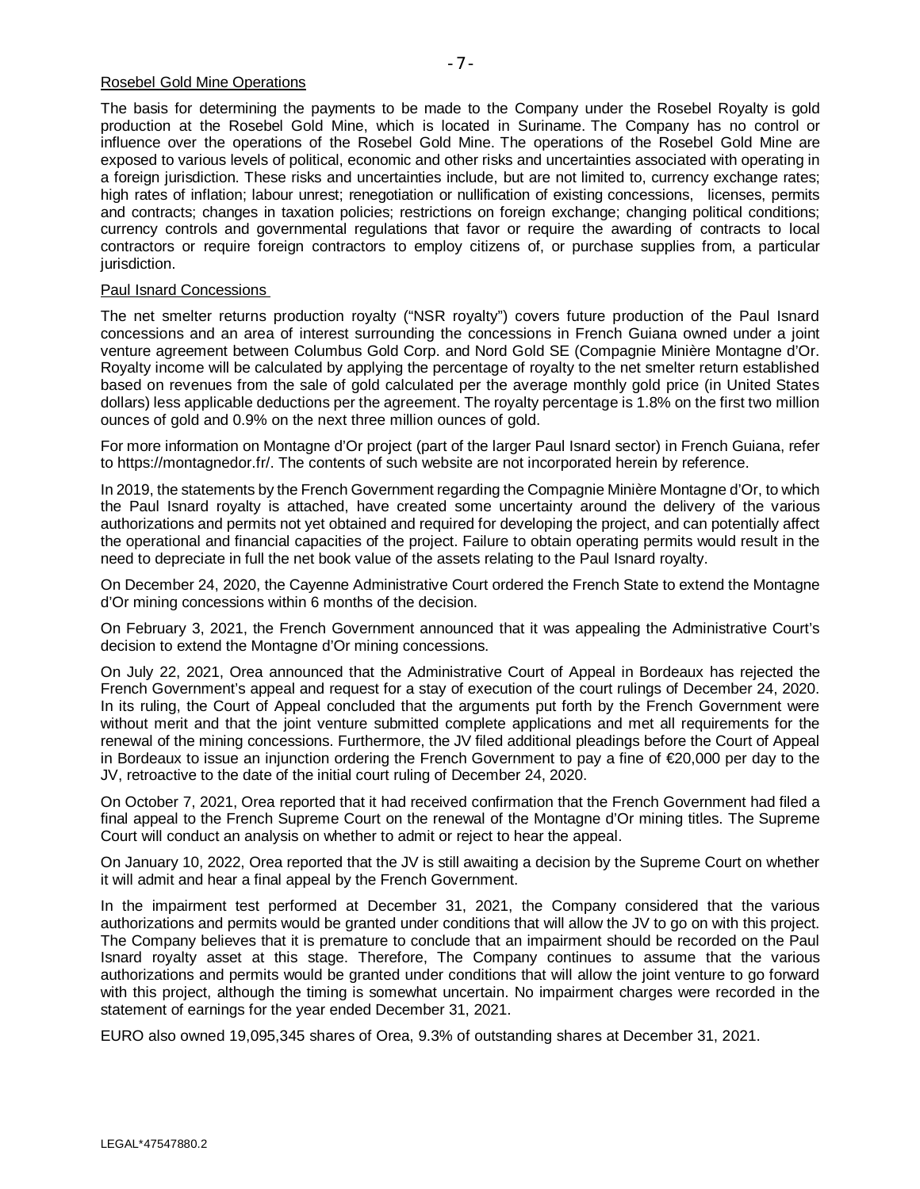Rosebel Gold Mine Operations

The basis for determining the payments to be made to the Company under the Rosebel Royalty is gold production at the Rosebel Gold Mine, which is located in Suriname. The Company has no control or influence over the operations of the Rosebel Gold Mine. The operations of the Rosebel Gold Mine are exposed to various levels of political, economic and other risks and uncertainties associated with operating in a foreign jurisdiction. These risks and uncertainties include, but are not limited to, currency exchange rates; high rates of inflation; labour unrest; renegotiation or nullification of existing concessions, licenses, permits and contracts; changes in taxation policies; restrictions on foreign exchange; changing political conditions; currency controls and governmental regulations that favor or require the awarding of contracts to local contractors or require foreign contractors to employ citizens of, or purchase supplies from, a particular jurisdiction.

Paul Isnard Concessions

The net smelter returns production royalty ("NSR royalty") covers future production of the Paul Isnard concessions and an area of interest surrounding the concessions in French Guiana owned under a joint venture agreement between Columbus Gold Corp. and Nord Gold SE (Compagnie Minière Montagne d'Or. Royalty income will be calculated by applying the percentage of royalty to the net smelter return established based on revenues from the sale of gold calculated per the average monthly gold price (in United States dollars) less applicable deductions per the agreement. The royalty percentage is 1.8% on the first two million ounces of gold and 0.9% on the next three million ounces of gold.

For more information on Montagne d'Or project (part of the larger Paul Isnard sector) in French Guiana, refer to https://montagnedor.fr/. The contents of such website are not incorporated herein by reference.

In 2019, the statements by the French Government regarding the Compagnie Minière Montagne d'Or, to which the Paul Isnard royalty is attached, have created some uncertainty around the delivery of the various authorizations and permits not yet obtained and required for developing the project, and can potentially affect the operational and financial capacities of the project. Failure to obtain operating permits would result in the need to depreciate in full the net book value of the assets relating to the Paul Isnard royalty.

On December 24, 2020, the Cayenne Administrative Court ordered the French State to extend the Montagne d'Or mining concessions within 6 months of the decision.

On February 3, 2021, the French Government announced that it was appealing the Administrative Court's decision to extend the Montagne d'Or mining concessions.

On July 22, 2021, Orea announced that the Administrative Court of Appeal in Bordeaux has rejected the French Government's appeal and request for a stay of execution of the court rulings of December 24, 2020. In its ruling, the Court of Appeal concluded that the arguments put forth by the French Government were without merit and that the joint venture submitted complete applications and met all requirements for the renewal of the mining concessions. Furthermore, the JV filed additional pleadings before the Court of Appeal in Bordeaux to issue an injunction ordering the French Government to pay a fine of €20,000 per day to the JV, retroactive to the date of the initial court ruling of December 24, 2020.

On October 7, 2021, Orea reported that it had received confirmation that the French Government had filed a final appeal to the French Supreme Court on the renewal of the Montagne d'Or mining titles. The Supreme Court will conduct an analysis on whether to admit or reject to hear the appeal.

On January 10, 2022, Orea reported that the JV is still awaiting a decision by the Supreme Court on whether it will admit and hear a final appeal by the French Government.

In the impairment test performed at December 31, 2021, the Company considered that the various authorizations and permits would be granted under conditions that will allow the JV to go on with this project. The Company believes that it is premature to conclude that an impairment should be recorded on the Paul Isnard royalty asset at this stage. Therefore, The Company continues to assume that the various authorizations and permits would be granted under conditions that will allow the joint venture to go forward with this project, although the timing is somewhat uncertain. No impairment charges were recorded in the statement of earnings for the year ended December 31, 2021.

EURO also owned 19,095,345 shares of Orea, 9.3% of outstanding shares at December 31, 2021.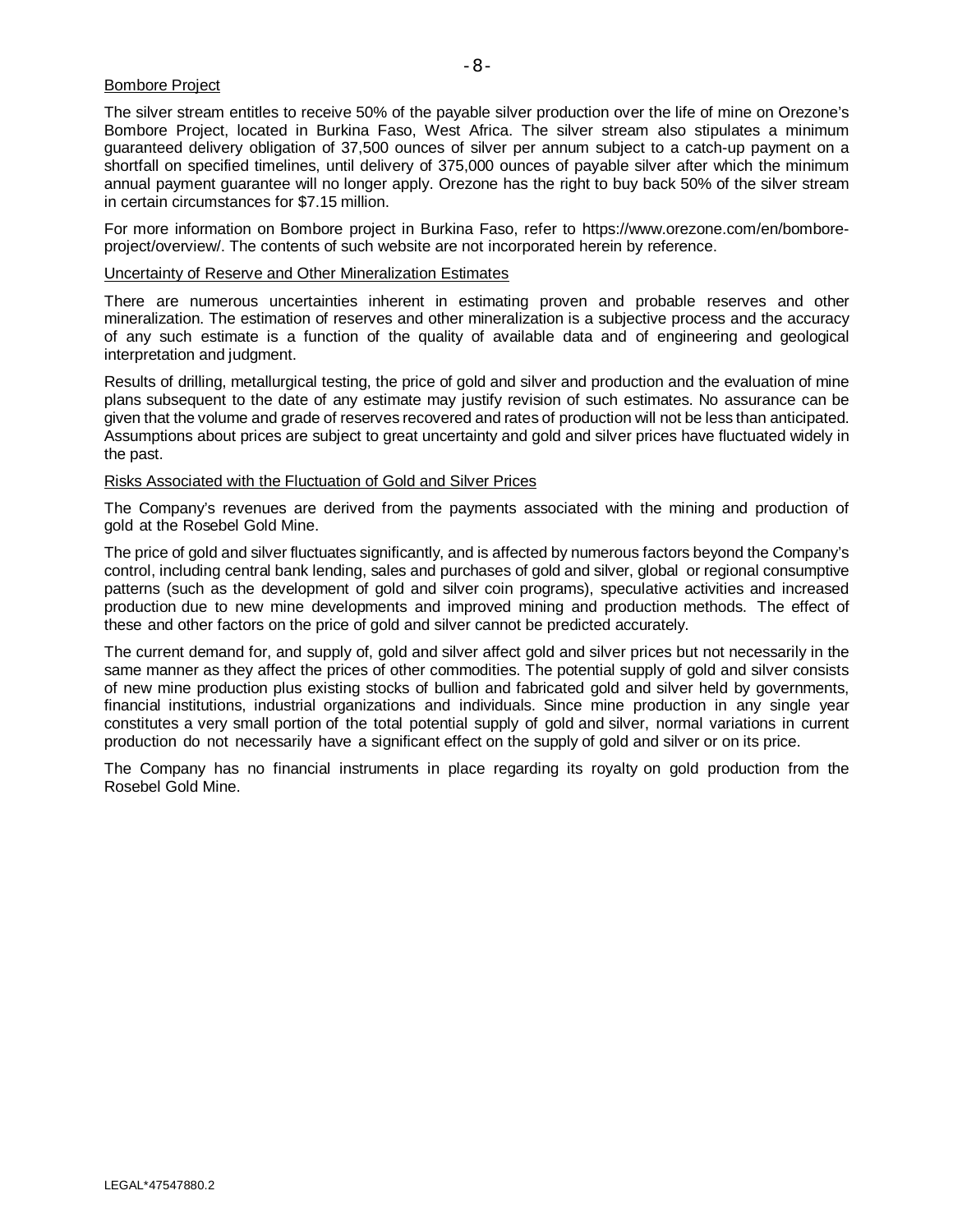<u>Bombore Project</u>

The silver stream entitles to receive 50% of the payable silver production over the life of mine on Orezone's Bombore Project, located in Burkina Faso, West Africa. The silver stream also stipulates a minimum guaranteed delivery obligation of 37,500 ounces of silver per annum subject to a catch-up payment on a shortfall on specified timelines, until delivery of 375,000 ounces of payable silver after which the minimum annual payment guarantee will no longer apply. Orezone has the right to buy back 50% of the silver stream in certain circumstances for $7.15 million.

For more information on Bombore project in Burkina Faso, refer to https://www.orezone.com/en/bombore-project/overview/. The contents of such website are not incorporated herein by reference.

<u>Uncertainty of Reserve and Other Mineralization Estimates</u>

There are numerous uncertainties inherent in estimating proven and probable reserves and other mineralization. The estimation of reserves and other mineralization is a subjective process and the accuracy of any such estimate is a function of the quality of available data and of engineering and geological interpretation and judgment.

Results of drilling, metallurgical testing, the price of gold and silver and production and the evaluation of mine plans subsequent to the date of any estimate may justify revision of such estimates. No assurance can be given that the volume and grade of reserves recovered and rates of production will not be less than anticipated. Assumptions about prices are subject to great uncertainty and gold and silver prices have fluctuated widely in the past.

<u>Risks Associated with the Fluctuation of Gold and Silver Prices</u>

The Company's revenues are derived from the payments associated with the mining and production of gold at the Rosebel Gold Mine.

The price of gold and silver fluctuates significantly, and is affected by numerous factors beyond the Company's control, including central bank lending, sales and purchases of gold and silver, global or regional consumptive patterns (such as the development of gold and silver coin programs), speculative activities and increased production due to new mine developments and improved mining and production methods. The effect of these and other factors on the price of gold and silver cannot be predicted accurately.

The current demand for, and supply of, gold and silver affect gold and silver prices but not necessarily in the same manner as they affect the prices of other commodities. The potential supply of gold and silver consists of new mine production plus existing stocks of bullion and fabricated gold and silver held by governments, financial institutions, industrial organizations and individuals. Since mine production in any single year constitutes a very small portion of the total potential supply of gold and silver, normal variations in current production do not necessarily have a significant effect on the supply of gold and silver or on its price.

The Company has no financial instruments in place regarding its royalty on gold production from the Rosebel Gold Mine.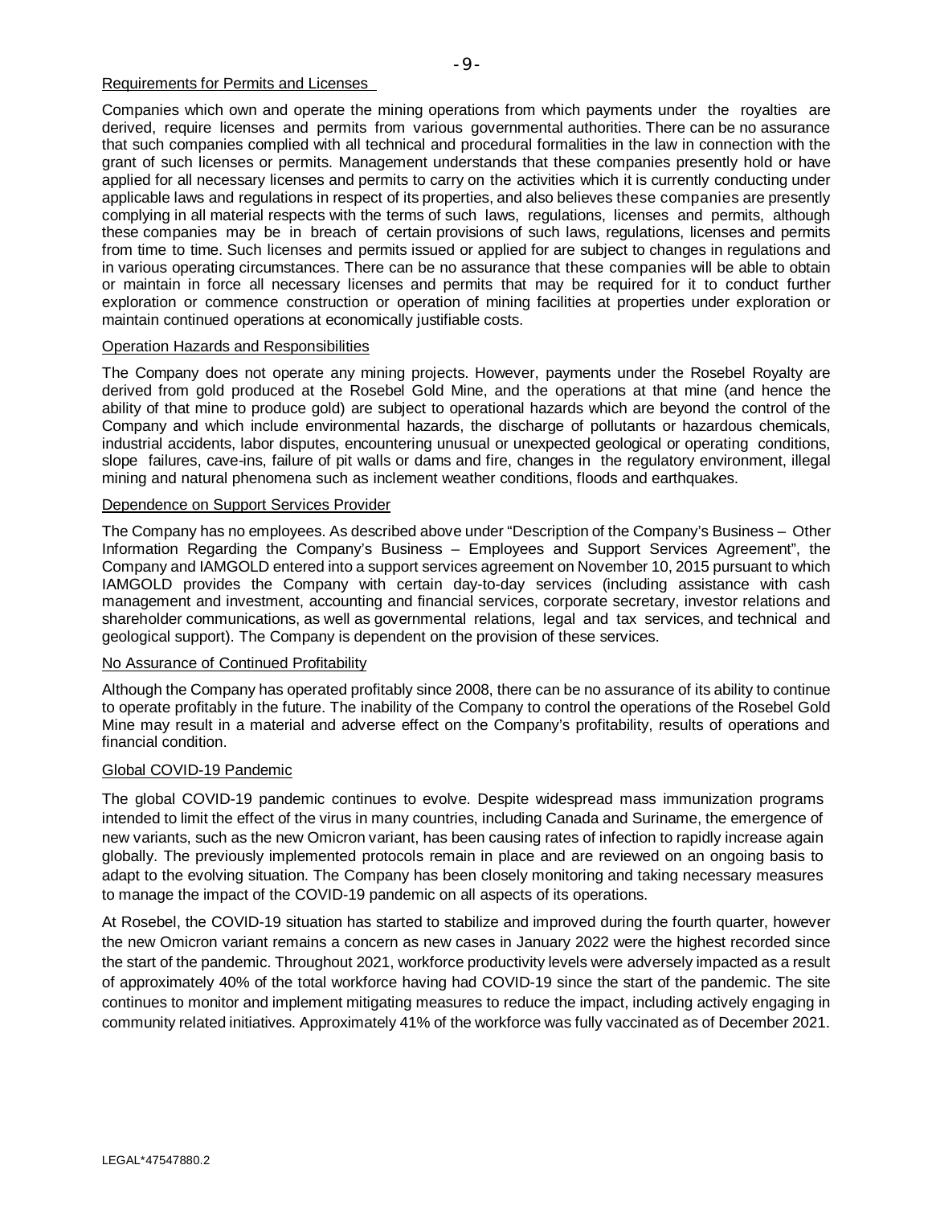### Requirements for Permits and Licenses

Companies which own and operate the mining operations from which payments under the royalties are derived, require licenses and permits from various governmental authorities. There can be no assurance that such companies complied with all technical and procedural formalities in the law in connection with the grant of such licenses or permits. Management understands that these companies presently hold or have applied for all necessary licenses and permits to carry on the activities which it is currently conducting under applicable laws and regulations in respect of its properties, and also believes these companies are presently complying in all material respects with the terms of such laws, regulations, licenses and permits, although these companies may be in breach of certain provisions of such laws, regulations, licenses and permits from time to time. Such licenses and permits issued or applied for are subject to changes in regulations and in various operating circumstances. There can be no assurance that these companies will be able to obtain or maintain in force all necessary licenses and permits that may be required for it to conduct further exploration or commence construction or operation of mining facilities at properties under exploration or maintain continued operations at economically justifiable costs.

### Operation Hazards and Responsibilities

The Company does not operate any mining projects. However, payments under the Rosebel Royalty are derived from gold produced at the Rosebel Gold Mine, and the operations at that mine (and hence the ability of that mine to produce gold) are subject to operational hazards which are beyond the control of the Company and which include environmental hazards, the discharge of pollutants or hazardous chemicals, industrial accidents, labor disputes, encountering unusual or unexpected geological or operating conditions, slope failures, cave-ins, failure of pit walls or dams and fire, changes in the regulatory environment, illegal mining and natural phenomena such as inclement weather conditions, floods and earthquakes.

### Dependence on Support Services Provider

The Company has no employees. As described above under "Description of the Company's Business – Other Information Regarding the Company's Business – Employees and Support Services Agreement", the Company and IAMGOLD entered into a support services agreement on November 10, 2015 pursuant to which IAMGOLD provides the Company with certain day-to-day services (including assistance with cash management and investment, accounting and financial services, corporate secretary, investor relations and shareholder communications, as well as governmental relations, legal and tax services, and technical and geological support). The Company is dependent on the provision of these services.

### No Assurance of Continued Profitability

Although the Company has operated profitably since 2008, there can be no assurance of its ability to continue to operate profitably in the future. The inability of the Company to control the operations of the Rosebel Gold Mine may result in a material and adverse effect on the Company's profitability, results of operations and financial condition.

### Global COVID-19 Pandemic

The global COVID-19 pandemic continues to evolve. Despite widespread mass immunization programs intended to limit the effect of the virus in many countries, including Canada and Suriname, the emergence of new variants, such as the new Omicron variant, has been causing rates of infection to rapidly increase again globally. The previously implemented protocols remain in place and are reviewed on an ongoing basis to adapt to the evolving situation. The Company has been closely monitoring and taking necessary measures to manage the impact of the COVID-19 pandemic on all aspects of its operations.

At Rosebel, the COVID-19 situation has started to stabilize and improved during the fourth quarter, however the new Omicron variant remains a concern as new cases in January 2022 were the highest recorded since the start of the pandemic. Throughout 2021, workforce productivity levels were adversely impacted as a result of approximately 40% of the total workforce having had COVID-19 since the start of the pandemic. The site continues to monitor and implement mitigating measures to reduce the impact, including actively engaging in community related initiatives. Approximately 41% of the workforce was fully vaccinated as of December 2021.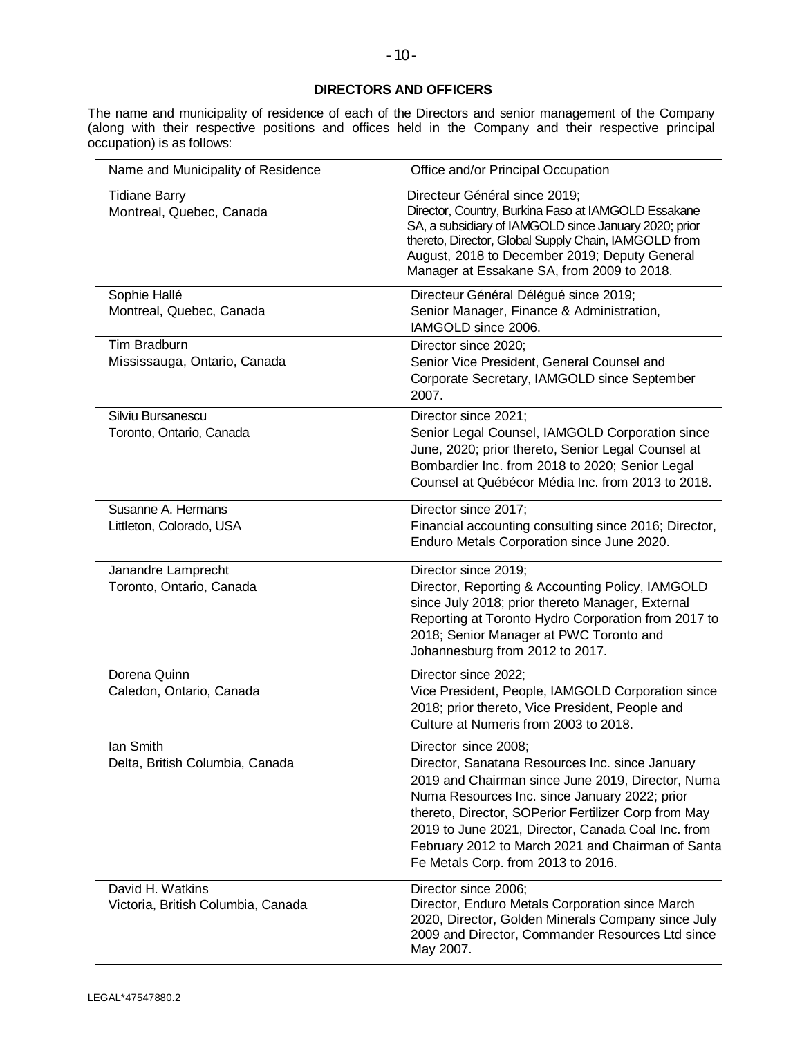## DIRECTORS AND OFFICERS

The name and municipality of residence of each of the Directors and senior management of the Company (along with their respective positions and offices held in the Company and their respective principal occupation) is as follows:

| Name and Municipality of Residence | Office and/or Principal Occupation |
|---|---|
| Tidiane Barry<br>Montreal, Quebec, Canada | Directeur Général since 2019;<br>Director, Country, Burkina Faso at IAMGOLD Essakane SA, a subsidiary of IAMGOLD since January 2020; prior thereto, Director, Global Supply Chain, IAMGOLD from August, 2018 to December 2019; Deputy General Manager at Essakane SA, from 2009 to 2018. |
| Sophie Hallé<br>Montreal, Quebec, Canada | Directeur Général Délégué since 2019;<br>Senior Manager, Finance & Administration, IAMGOLD since 2006. |
| Tim Bradburn<br>Mississauga, Ontario, Canada | Director since 2020;<br>Senior Vice President, General Counsel and Corporate Secretary, IAMGOLD since September 2007. |
| Silviu Bursanescu<br>Toronto, Ontario, Canada | Director since 2021;<br>Senior Legal Counsel, IAMGOLD Corporation since June, 2020; prior thereto, Senior Legal Counsel at Bombardier Inc. from 2018 to 2020; Senior Legal Counsel at Québécor Média Inc. from 2013 to 2018. |
| Susanne A. Hermans<br>Littleton, Colorado, USA | Director since 2017;<br>Financial accounting consulting since 2016; Director, Enduro Metals Corporation since June 2020. |
| Janandre Lamprecht<br>Toronto, Ontario, Canada | Director since 2019;<br>Director, Reporting & Accounting Policy, IAMGOLD since July 2018; prior thereto Manager, External Reporting at Toronto Hydro Corporation from 2017 to 2018; Senior Manager at PWC Toronto and Johannesburg from 2012 to 2017. |
| Dorena Quinn<br>Caledon, Ontario, Canada | Director since 2022;<br>Vice President, People, IAMGOLD Corporation since 2018; prior thereto, Vice President, People and Culture at Numeris from 2003 to 2018. |
| Ian Smith<br>Delta, British Columbia, Canada | Director since 2008;<br>Director, Sanatana Resources Inc. since January 2019 and Chairman since June 2019, Director, Numa Numa Resources Inc. since January 2022; prior thereto, Director, SOPerior Fertilizer Corp from May 2019 to June 2021, Director, Canada Coal Inc. from February 2012 to March 2021 and Chairman of Santa Fe Metals Corp. from 2013 to 2016. |
| David H. Watkins<br>Victoria, British Columbia, Canada | Director since 2006;<br>Director, Enduro Metals Corporation since March 2020, Director, Golden Minerals Company since July 2009 and Director, Commander Resources Ltd since May 2007. |

LEGAL*47547880.2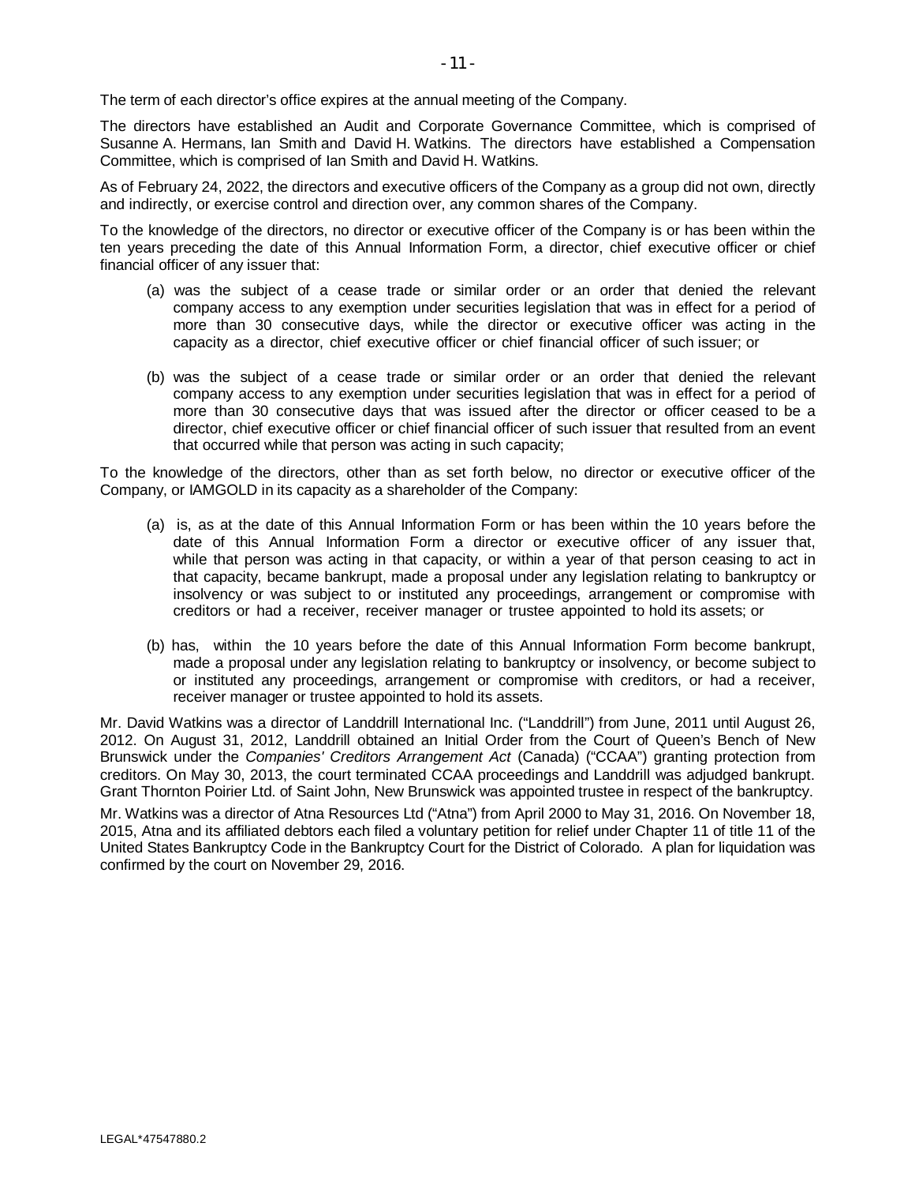The term of each director's office expires at the annual meeting of the Company.

The directors have established an Audit and Corporate Governance Committee, which is comprised of Susanne A. Hermans, Ian Smith and David H. Watkins. The directors have established a Compensation Committee, which is comprised of Ian Smith and David H. Watkins.

As of February 24, 2022, the directors and executive officers of the Company as a group did not own, directly and indirectly, or exercise control and direction over, any common shares of the Company.

To the knowledge of the directors, no director or executive officer of the Company is or has been within the ten years preceding the date of this Annual Information Form, a director, chief executive officer or chief financial officer of any issuer that:

(a) was the subject of a cease trade or similar order or an order that denied the relevant company access to any exemption under securities legislation that was in effect for a period of more than 30 consecutive days, while the director or executive officer was acting in the capacity as a director, chief executive officer or chief financial officer of such issuer; or

(b) was the subject of a cease trade or similar order or an order that denied the relevant company access to any exemption under securities legislation that was in effect for a period of more than 30 consecutive days that was issued after the director or officer ceased to be a director, chief executive officer or chief financial officer of such issuer that resulted from an event that occurred while that person was acting in such capacity;

To the knowledge of the directors, other than as set forth below, no director or executive officer of the Company, or IAMGOLD in its capacity as a shareholder of the Company:

(a) is, as at the date of this Annual Information Form or has been within the 10 years before the date of this Annual Information Form a director or executive officer of any issuer that, while that person was acting in that capacity, or within a year of that person ceasing to act in that capacity, became bankrupt, made a proposal under any legislation relating to bankruptcy or insolvency or was subject to or instituted any proceedings, arrangement or compromise with creditors or had a receiver, receiver manager or trustee appointed to hold its assets; or

(b) has, within the 10 years before the date of this Annual Information Form become bankrupt, made a proposal under any legislation relating to bankruptcy or insolvency, or become subject to or instituted any proceedings, arrangement or compromise with creditors, or had a receiver, receiver manager or trustee appointed to hold its assets.

Mr. David Watkins was a director of Landdrill International Inc. ("Landdrill") from June, 2011 until August 26, 2012. On August 31, 2012, Landdrill obtained an Initial Order from the Court of Queen's Bench of New Brunswick under the *Companies' Creditors Arrangement Act* (Canada) ("CCAA") granting protection from creditors. On May 30, 2013, the court terminated CCAA proceedings and Landdrill was adjudged bankrupt. Grant Thornton Poirier Ltd. of Saint John, New Brunswick was appointed trustee in respect of the bankruptcy.

Mr. Watkins was a director of Atna Resources Ltd ("Atna") from April 2000 to May 31, 2016. On November 18, 2015, Atna and its affiliated debtors each filed a voluntary petition for relief under Chapter 11 of title 11 of the United States Bankruptcy Code in the Bankruptcy Court for the District of Colorado. A plan for liquidation was confirmed by the court on November 29, 2016.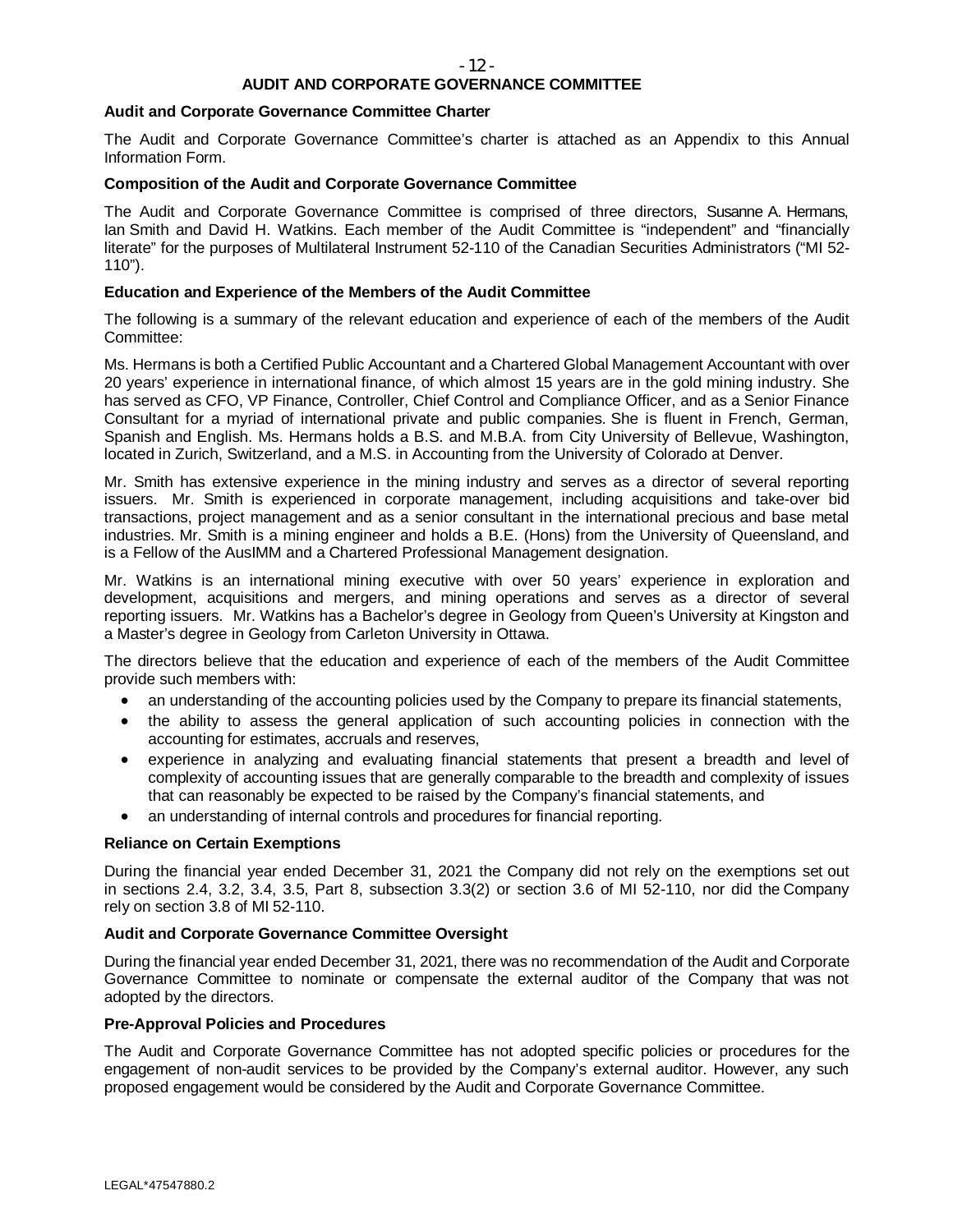## AUDIT AND CORPORATE GOVERNANCE COMMITTEE

### Audit and Corporate Governance Committee Charter

The Audit and Corporate Governance Committee's charter is attached as an Appendix to this Annual Information Form.

### Composition of the Audit and Corporate Governance Committee

The Audit and Corporate Governance Committee is comprised of three directors, Susanne A. Hermans, Ian Smith and David H. Watkins. Each member of the Audit Committee is "independent" and "financially literate" for the purposes of Multilateral Instrument 52-110 of the Canadian Securities Administrators ("MI 52-110").

### Education and Experience of the Members of the Audit Committee

The following is a summary of the relevant education and experience of each of the members of the Audit Committee:

Ms. Hermans is both a Certified Public Accountant and a Chartered Global Management Accountant with over 20 years' experience in international finance, of which almost 15 years are in the gold mining industry. She has served as CFO, VP Finance, Controller, Chief Control and Compliance Officer, and as a Senior Finance Consultant for a myriad of international private and public companies. She is fluent in French, German, Spanish and English. Ms. Hermans holds a B.S. and M.B.A. from City University of Bellevue, Washington, located in Zurich, Switzerland, and a M.S. in Accounting from the University of Colorado at Denver.

Mr. Smith has extensive experience in the mining industry and serves as a director of several reporting issuers. Mr. Smith is experienced in corporate management, including acquisitions and take-over bid transactions, project management and as a senior consultant in the international precious and base metal industries. Mr. Smith is a mining engineer and holds a B.E. (Hons) from the University of Queensland, and is a Fellow of the AusIMM and a Chartered Professional Management designation.

Mr. Watkins is an international mining executive with over 50 years' experience in exploration and development, acquisitions and mergers, and mining operations and serves as a director of several reporting issuers. Mr. Watkins has a Bachelor's degree in Geology from Queen's University at Kingston and a Master's degree in Geology from Carleton University in Ottawa.

The directors believe that the education and experience of each of the members of the Audit Committee provide such members with:

- an understanding of the accounting policies used by the Company to prepare its financial statements,
- the ability to assess the general application of such accounting policies in connection with the accounting for estimates, accruals and reserves,
- experience in analyzing and evaluating financial statements that present a breadth and level of complexity of accounting issues that are generally comparable to the breadth and complexity of issues that can reasonably be expected to be raised by the Company's financial statements, and
- an understanding of internal controls and procedures for financial reporting.

### Reliance on Certain Exemptions

During the financial year ended December 31, 2021 the Company did not rely on the exemptions set out in sections 2.4, 3.2, 3.4, 3.5, Part 8, subsection 3.3(2) or section 3.6 of MI 52-110, nor did the Company rely on section 3.8 of MI 52-110.

### Audit and Corporate Governance Committee Oversight

During the financial year ended December 31, 2021, there was no recommendation of the Audit and Corporate Governance Committee to nominate or compensate the external auditor of the Company that was not adopted by the directors.

### Pre-Approval Policies and Procedures

The Audit and Corporate Governance Committee has not adopted specific policies or procedures for the engagement of non-audit services to be provided by the Company's external auditor. However, any such proposed engagement would be considered by the Audit and Corporate Governance Committee.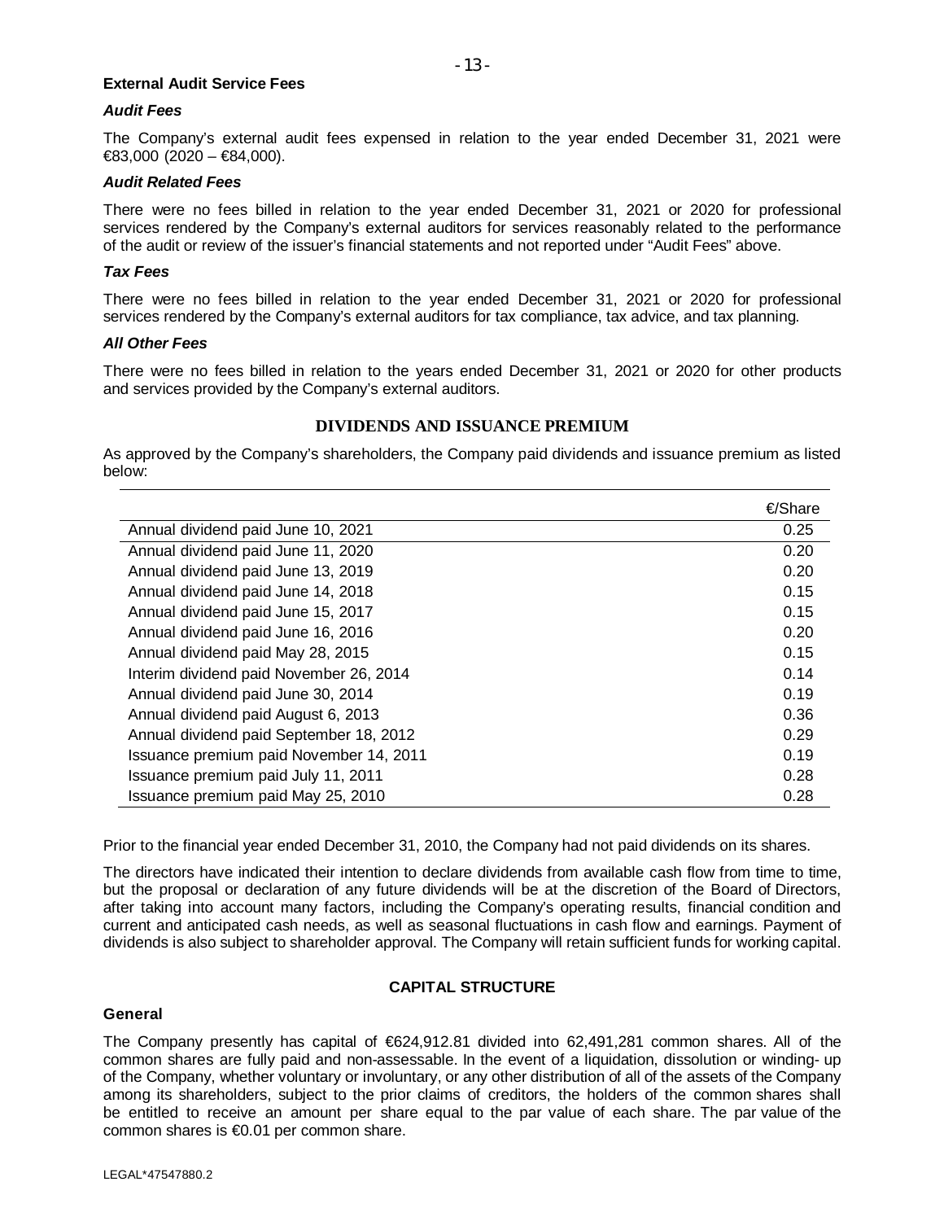**External Audit Service Fees**

***Audit Fees***

The Company's external audit fees expensed in relation to the year ended December 31, 2021 were €83,000 (2020 – €84,000).

***Audit Related Fees***

There were no fees billed in relation to the year ended December 31, 2021 or 2020 for professional services rendered by the Company's external auditors for services reasonably related to the performance of the audit or review of the issuer's financial statements and not reported under "Audit Fees" above.

***Tax Fees***

There were no fees billed in relation to the year ended December 31, 2021 or 2020 for professional services rendered by the Company's external auditors for tax compliance, tax advice, and tax planning.

***All Other Fees***

There were no fees billed in relation to the years ended December 31, 2021 or 2020 for other products and services provided by the Company's external auditors.

## DIVIDENDS AND ISSUANCE PREMIUM

As approved by the Company's shareholders, the Company paid dividends and issuance premium as listed below:

| | €/Share |
|---|---|
| Annual dividend paid June 10, 2021 | 0.25 |
| Annual dividend paid June 11, 2020 | 0.20 |
| Annual dividend paid June 13, 2019 | 0.20 |
| Annual dividend paid June 14, 2018 | 0.15 |
| Annual dividend paid June 15, 2017 | 0.15 |
| Annual dividend paid June 16, 2016 | 0.20 |
| Annual dividend paid May 28, 2015 | 0.15 |
| Interim dividend paid November 26, 2014 | 0.14 |
| Annual dividend paid June 30, 2014 | 0.19 |
| Annual dividend paid August 6, 2013 | 0.36 |
| Annual dividend paid September 18, 2012 | 0.29 |
| Issuance premium paid November 14, 2011 | 0.19 |
| Issuance premium paid July 11, 2011 | 0.28 |
| Issuance premium paid May 25, 2010 | 0.28 |

Prior to the financial year ended December 31, 2010, the Company had not paid dividends on its shares.

The directors have indicated their intention to declare dividends from available cash flow from time to time, but the proposal or declaration of any future dividends will be at the discretion of the Board of Directors, after taking into account many factors, including the Company's operating results, financial condition and current and anticipated cash needs, as well as seasonal fluctuations in cash flow and earnings. Payment of dividends is also subject to shareholder approval. The Company will retain sufficient funds for working capital.

## CAPITAL STRUCTURE

**General**

The Company presently has capital of €624,912.81 divided into 62,491,281 common shares. All of the common shares are fully paid and non-assessable. In the event of a liquidation, dissolution or winding- up of the Company, whether voluntary or involuntary, or any other distribution of all of the assets of the Company among its shareholders, subject to the prior claims of creditors, the holders of the common shares shall be entitled to receive an amount per share equal to the par value of each share. The par value of the common shares is €0.01 per common share.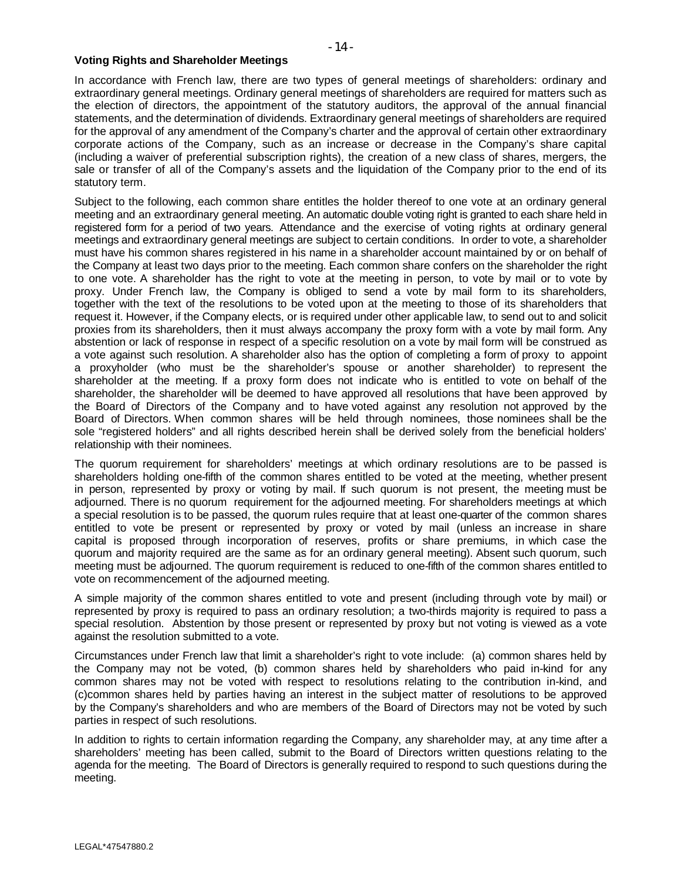**Voting Rights and Shareholder Meetings**

In accordance with French law, there are two types of general meetings of shareholders: ordinary and extraordinary general meetings. Ordinary general meetings of shareholders are required for matters such as the election of directors, the appointment of the statutory auditors, the approval of the annual financial statements, and the determination of dividends. Extraordinary general meetings of shareholders are required for the approval of any amendment of the Company's charter and the approval of certain other extraordinary corporate actions of the Company, such as an increase or decrease in the Company's share capital (including a waiver of preferential subscription rights), the creation of a new class of shares, mergers, the sale or transfer of all of the Company's assets and the liquidation of the Company prior to the end of its statutory term.

Subject to the following, each common share entitles the holder thereof to one vote at an ordinary general meeting and an extraordinary general meeting. An automatic double voting right is granted to each share held in registered form for a period of two years. Attendance and the exercise of voting rights at ordinary general meetings and extraordinary general meetings are subject to certain conditions. In order to vote, a shareholder must have his common shares registered in his name in a shareholder account maintained by or on behalf of the Company at least two days prior to the meeting. Each common share confers on the shareholder the right to one vote. A shareholder has the right to vote at the meeting in person, to vote by mail or to vote by proxy. Under French law, the Company is obliged to send a vote by mail form to its shareholders, together with the text of the resolutions to be voted upon at the meeting to those of its shareholders that request it. However, if the Company elects, or is required under other applicable law, to send out to and solicit proxies from its shareholders, then it must always accompany the proxy form with a vote by mail form. Any abstention or lack of response in respect of a specific resolution on a vote by mail form will be construed as a vote against such resolution. A shareholder also has the option of completing a form of proxy to appoint a proxyholder (who must be the shareholder's spouse or another shareholder) to represent the shareholder at the meeting. If a proxy form does not indicate who is entitled to vote on behalf of the shareholder, the shareholder will be deemed to have approved all resolutions that have been approved by the Board of Directors of the Company and to have voted against any resolution not approved by the Board of Directors. When common shares will be held through nominees, those nominees shall be the sole "registered holders" and all rights described herein shall be derived solely from the beneficial holders' relationship with their nominees.

The quorum requirement for shareholders' meetings at which ordinary resolutions are to be passed is shareholders holding one-fifth of the common shares entitled to be voted at the meeting, whether present in person, represented by proxy or voting by mail. If such quorum is not present, the meeting must be adjourned. There is no quorum requirement for the adjourned meeting. For shareholders meetings at which a special resolution is to be passed, the quorum rules require that at least one-quarter of the common shares entitled to vote be present or represented by proxy or voted by mail (unless an increase in share capital is proposed through incorporation of reserves, profits or share premiums, in which case the quorum and majority required are the same as for an ordinary general meeting). Absent such quorum, such meeting must be adjourned. The quorum requirement is reduced to one-fifth of the common shares entitled to vote on recommencement of the adjourned meeting.

A simple majority of the common shares entitled to vote and present (including through vote by mail) or represented by proxy is required to pass an ordinary resolution; a two-thirds majority is required to pass a special resolution. Abstention by those present or represented by proxy but not voting is viewed as a vote against the resolution submitted to a vote.

Circumstances under French law that limit a shareholder's right to vote include: (a) common shares held by the Company may not be voted, (b) common shares held by shareholders who paid in-kind for any common shares may not be voted with respect to resolutions relating to the contribution in-kind, and (c)common shares held by parties having an interest in the subject matter of resolutions to be approved by the Company's shareholders and who are members of the Board of Directors may not be voted by such parties in respect of such resolutions.

In addition to rights to certain information regarding the Company, any shareholder may, at any time after a shareholders' meeting has been called, submit to the Board of Directors written questions relating to the agenda for the meeting. The Board of Directors is generally required to respond to such questions during the meeting.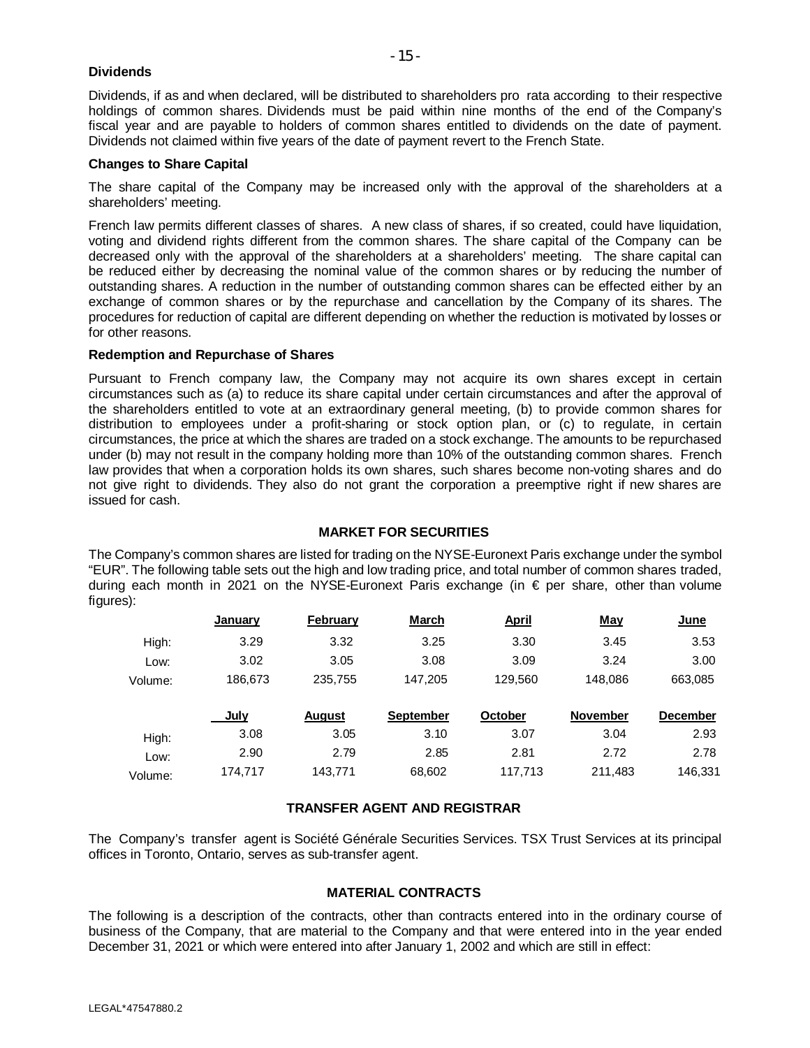### Dividends

Dividends, if as and when declared, will be distributed to shareholders pro rata according to their respective holdings of common shares. Dividends must be paid within nine months of the end of the Company's fiscal year and are payable to holders of common shares entitled to dividends on the date of payment. Dividends not claimed within five years of the date of payment revert to the French State.

### Changes to Share Capital

The share capital of the Company may be increased only with the approval of the shareholders at a shareholders' meeting.

French law permits different classes of shares. A new class of shares, if so created, could have liquidation, voting and dividend rights different from the common shares. The share capital of the Company can be decreased only with the approval of the shareholders at a shareholders' meeting. The share capital can be reduced either by decreasing the nominal value of the common shares or by reducing the number of outstanding shares. A reduction in the number of outstanding common shares can be effected either by an exchange of common shares or by the repurchase and cancellation by the Company of its shares. The procedures for reduction of capital are different depending on whether the reduction is motivated by losses or for other reasons.

### Redemption and Repurchase of Shares

Pursuant to French company law, the Company may not acquire its own shares except in certain circumstances such as (a) to reduce its share capital under certain circumstances and after the approval of the shareholders entitled to vote at an extraordinary general meeting, (b) to provide common shares for distribution to employees under a profit-sharing or stock option plan, or (c) to regulate, in certain circumstances, the price at which the shares are traded on a stock exchange. The amounts to be repurchased under (b) may not result in the company holding more than 10% of the outstanding common shares. French law provides that when a corporation holds its own shares, such shares become non-voting shares and do not give right to dividends. They also do not grant the corporation a preemptive right if new shares are issued for cash.

## MARKET FOR SECURITIES

The Company's common shares are listed for trading on the NYSE-Euronext Paris exchange under the symbol "EUR". The following table sets out the high and low trading price, and total number of common shares traded, during each month in 2021 on the NYSE-Euronext Paris exchange (in € per share, other than volume figures):

| | January | February | March | April | May | June |
|---|---|---|---|---|---|---|
| High: | 3.29 | 3.32 | 3.25 | 3.30 | 3.45 | 3.53 |
| Low: | 3.02 | 3.05 | 3.08 | 3.09 | 3.24 | 3.00 |
| Volume: | 186,673 | 235,755 | 147,205 | 129,560 | 148,086 | 663,085 |

| | July | August | September | October | November | December |
|---|---|---|---|---|---|---|
| High: | 3.08 | 3.05 | 3.10 | 3.07 | 3.04 | 2.93 |
| Low: | 2.90 | 2.79 | 2.85 | 2.81 | 2.72 | 2.78 |
| Volume: | 174,717 | 143,771 | 68,602 | 117,713 | 211,483 | 146,331 |

## TRANSFER AGENT AND REGISTRAR

The Company's transfer agent is Société Générale Securities Services. TSX Trust Services at its principal offices in Toronto, Ontario, serves as sub-transfer agent.

## MATERIAL CONTRACTS

The following is a description of the contracts, other than contracts entered into in the ordinary course of business of the Company, that are material to the Company and that were entered into in the year ended December 31, 2021 or which were entered into after January 1, 2002 and which are still in effect: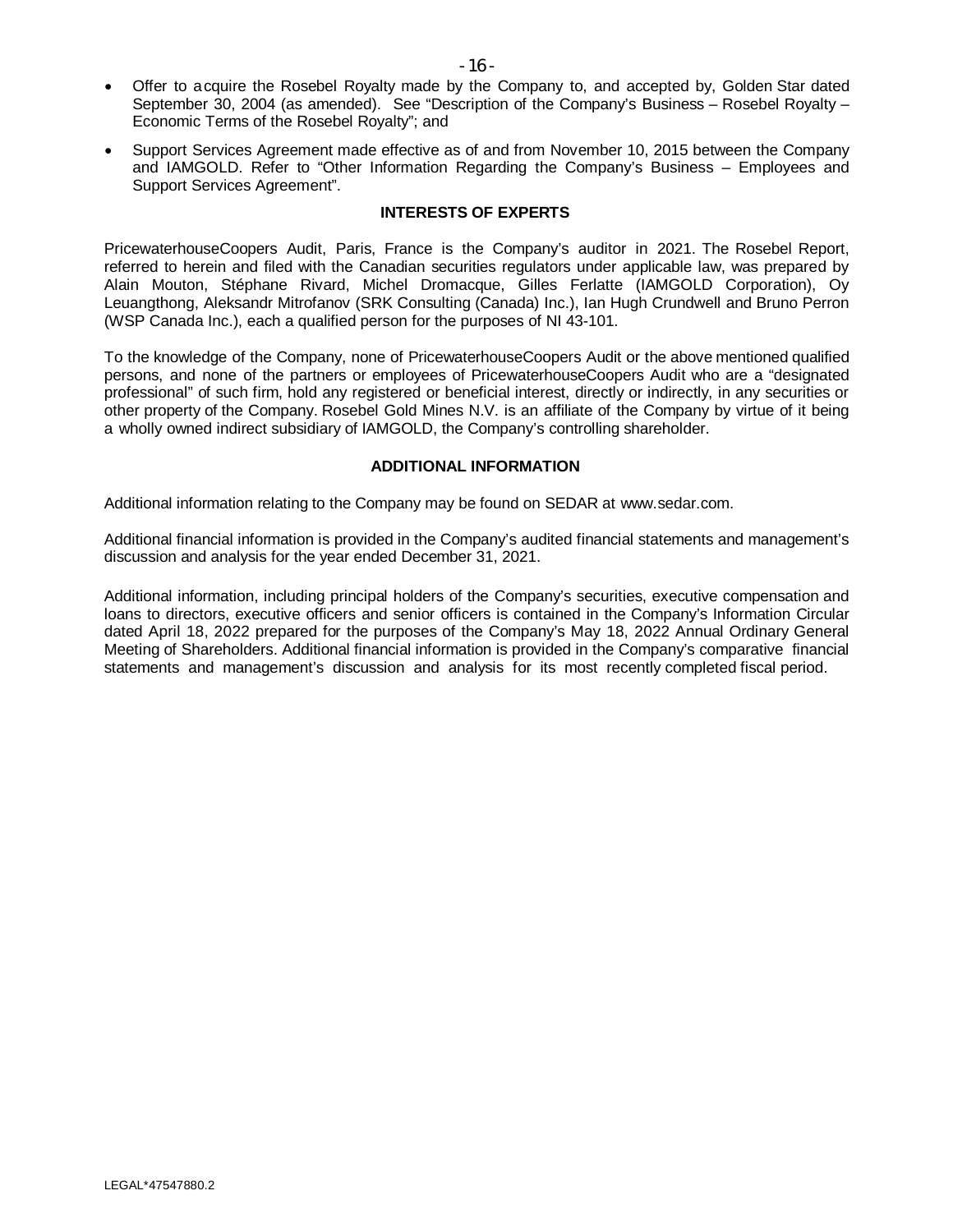- Offer to acquire the Rosebel Royalty made by the Company to, and accepted by, Golden Star dated September 30, 2004 (as amended). See "Description of the Company's Business – Rosebel Royalty – Economic Terms of the Rosebel Royalty"; and
- Support Services Agreement made effective as of and from November 10, 2015 between the Company and IAMGOLD. Refer to "Other Information Regarding the Company's Business – Employees and Support Services Agreement".

## INTERESTS OF EXPERTS

PricewaterhouseCoopers Audit, Paris, France is the Company's auditor in 2021. The Rosebel Report, referred to herein and filed with the Canadian securities regulators under applicable law, was prepared by Alain Mouton, Stéphane Rivard, Michel Dromacque, Gilles Ferlatte (IAMGOLD Corporation), Oy Leuangthong, Aleksandr Mitrofanov (SRK Consulting (Canada) Inc.), Ian Hugh Crundwell and Bruno Perron (WSP Canada Inc.), each a qualified person for the purposes of NI 43-101.

To the knowledge of the Company, none of PricewaterhouseCoopers Audit or the above mentioned qualified persons, and none of the partners or employees of PricewaterhouseCoopers Audit who are a "designated professional" of such firm, hold any registered or beneficial interest, directly or indirectly, in any securities or other property of the Company. Rosebel Gold Mines N.V. is an affiliate of the Company by virtue of it being a wholly owned indirect subsidiary of IAMGOLD, the Company's controlling shareholder.

## ADDITIONAL INFORMATION

Additional information relating to the Company may be found on SEDAR at www.sedar.com.

Additional financial information is provided in the Company's audited financial statements and management's discussion and analysis for the year ended December 31, 2021.

Additional information, including principal holders of the Company's securities, executive compensation and loans to directors, executive officers and senior officers is contained in the Company's Information Circular dated April 18, 2022 prepared for the purposes of the Company's May 18, 2022 Annual Ordinary General Meeting of Shareholders. Additional financial information is provided in the Company's comparative financial statements and management's discussion and analysis for its most recently completed fiscal period.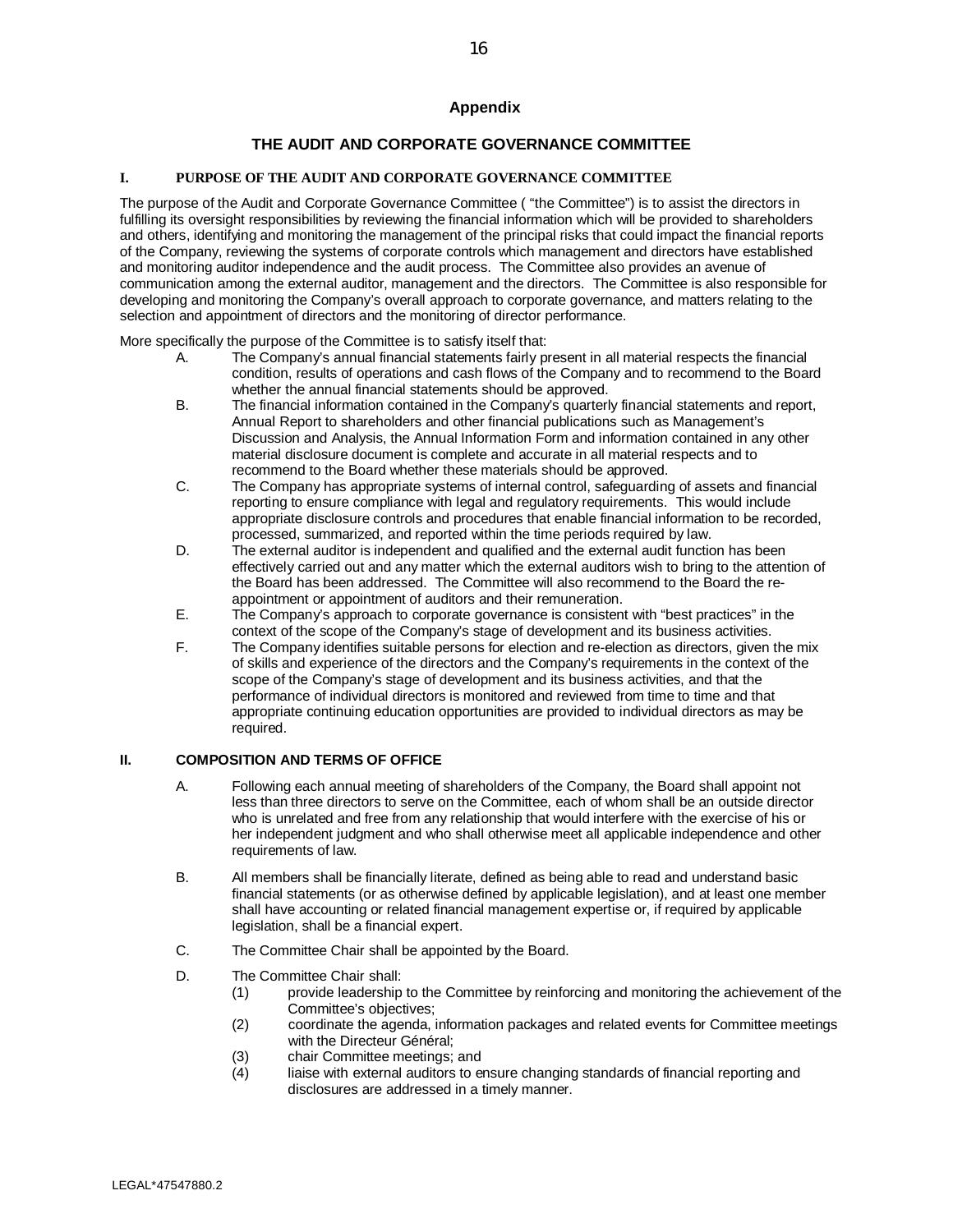# Appendix

## THE AUDIT AND CORPORATE GOVERNANCE COMMITTEE

### I. PURPOSE OF THE AUDIT AND CORPORATE GOVERNANCE COMMITTEE

The purpose of the Audit and Corporate Governance Committee ( "the Committee") is to assist the directors in fulfilling its oversight responsibilities by reviewing the financial information which will be provided to shareholders and others, identifying and monitoring the management of the principal risks that could impact the financial reports of the Company, reviewing the systems of corporate controls which management and directors have established and monitoring auditor independence and the audit process. The Committee also provides an avenue of communication among the external auditor, management and the directors. The Committee is also responsible for developing and monitoring the Company's overall approach to corporate governance, and matters relating to the selection and appointment of directors and the monitoring of director performance.

More specifically the purpose of the Committee is to satisfy itself that:

A. The Company's annual financial statements fairly present in all material respects the financial condition, results of operations and cash flows of the Company and to recommend to the Board whether the annual financial statements should be approved.

B. The financial information contained in the Company's quarterly financial statements and report, Annual Report to shareholders and other financial publications such as Management's Discussion and Analysis, the Annual Information Form and information contained in any other material disclosure document is complete and accurate in all material respects and to recommend to the Board whether these materials should be approved.

C. The Company has appropriate systems of internal control, safeguarding of assets and financial reporting to ensure compliance with legal and regulatory requirements. This would include appropriate disclosure controls and procedures that enable financial information to be recorded, processed, summarized, and reported within the time periods required by law.

D. The external auditor is independent and qualified and the external audit function has been effectively carried out and any matter which the external auditors wish to bring to the attention of the Board has been addressed. The Committee will also recommend to the Board the re-appointment or appointment of auditors and their remuneration.

E. The Company's approach to corporate governance is consistent with "best practices" in the context of the scope of the Company's stage of development and its business activities.

F. The Company identifies suitable persons for election and re-election as directors, given the mix of skills and experience of the directors and the Company's requirements in the context of the scope of the Company's stage of development and its business activities, and that the performance of individual directors is monitored and reviewed from time to time and that appropriate continuing education opportunities are provided to individual directors as may be required.

### II. COMPOSITION AND TERMS OF OFFICE

A. Following each annual meeting of shareholders of the Company, the Board shall appoint not less than three directors to serve on the Committee, each of whom shall be an outside director who is unrelated and free from any relationship that would interfere with the exercise of his or her independent judgment and who shall otherwise meet all applicable independence and other requirements of law.

B. All members shall be financially literate, defined as being able to read and understand basic financial statements (or as otherwise defined by applicable legislation), and at least one member shall have accounting or related financial management expertise or, if required by applicable legislation, shall be a financial expert.

C. The Committee Chair shall be appointed by the Board.

D. The Committee Chair shall:

(1) provide leadership to the Committee by reinforcing and monitoring the achievement of the Committee's objectives;

(2) coordinate the agenda, information packages and related events for Committee meetings with the Directeur Général;

(3) chair Committee meetings; and

(4) liaise with external auditors to ensure changing standards of financial reporting and disclosures are addressed in a timely manner.

LEGAL*47547880.2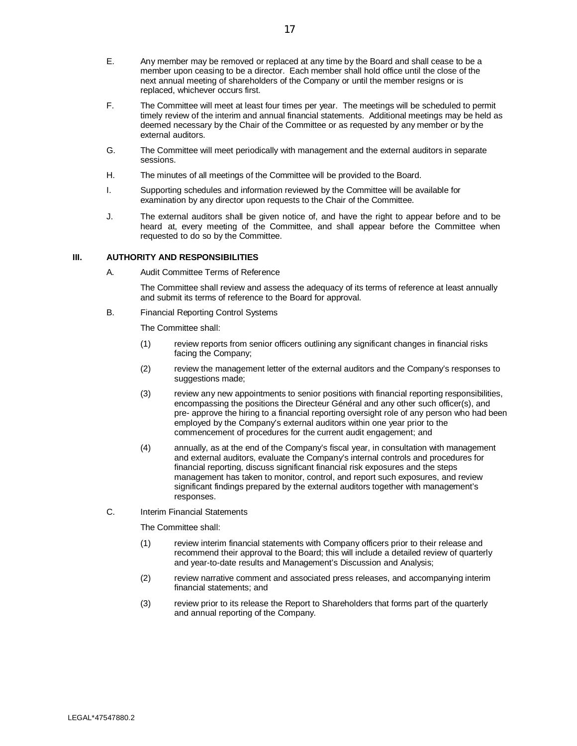E. Any member may be removed or replaced at any time by the Board and shall cease to be a member upon ceasing to be a director. Each member shall hold office until the close of the next annual meeting of shareholders of the Company or until the member resigns or is replaced, whichever occurs first.

F. The Committee will meet at least four times per year. The meetings will be scheduled to permit timely review of the interim and annual financial statements. Additional meetings may be held as deemed necessary by the Chair of the Committee or as requested by any member or by the external auditors.

G. The Committee will meet periodically with management and the external auditors in separate sessions.

H. The minutes of all meetings of the Committee will be provided to the Board.

I. Supporting schedules and information reviewed by the Committee will be available for examination by any director upon requests to the Chair of the Committee.

J. The external auditors shall be given notice of, and have the right to appear before and to be heard at, every meeting of the Committee, and shall appear before the Committee when requested to do so by the Committee.

## III. AUTHORITY AND RESPONSIBILITIES

A. Audit Committee Terms of Reference

The Committee shall review and assess the adequacy of its terms of reference at least annually and submit its terms of reference to the Board for approval.

B. Financial Reporting Control Systems

The Committee shall:

(1) review reports from senior officers outlining any significant changes in financial risks facing the Company;

(2) review the management letter of the external auditors and the Company's responses to suggestions made;

(3) review any new appointments to senior positions with financial reporting responsibilities, encompassing the positions the Directeur Général and any other such officer(s), and pre- approve the hiring to a financial reporting oversight role of any person who had been employed by the Company's external auditors within one year prior to the commencement of procedures for the current audit engagement; and

(4) annually, as at the end of the Company's fiscal year, in consultation with management and external auditors, evaluate the Company's internal controls and procedures for financial reporting, discuss significant financial risk exposures and the steps management has taken to monitor, control, and report such exposures, and review significant findings prepared by the external auditors together with management's responses.

C. Interim Financial Statements

The Committee shall:

(1) review interim financial statements with Company officers prior to their release and recommend their approval to the Board; this will include a detailed review of quarterly and year-to-date results and Management's Discussion and Analysis;

(2) review narrative comment and associated press releases, and accompanying interim financial statements; and

(3) review prior to its release the Report to Shareholders that forms part of the quarterly and annual reporting of the Company.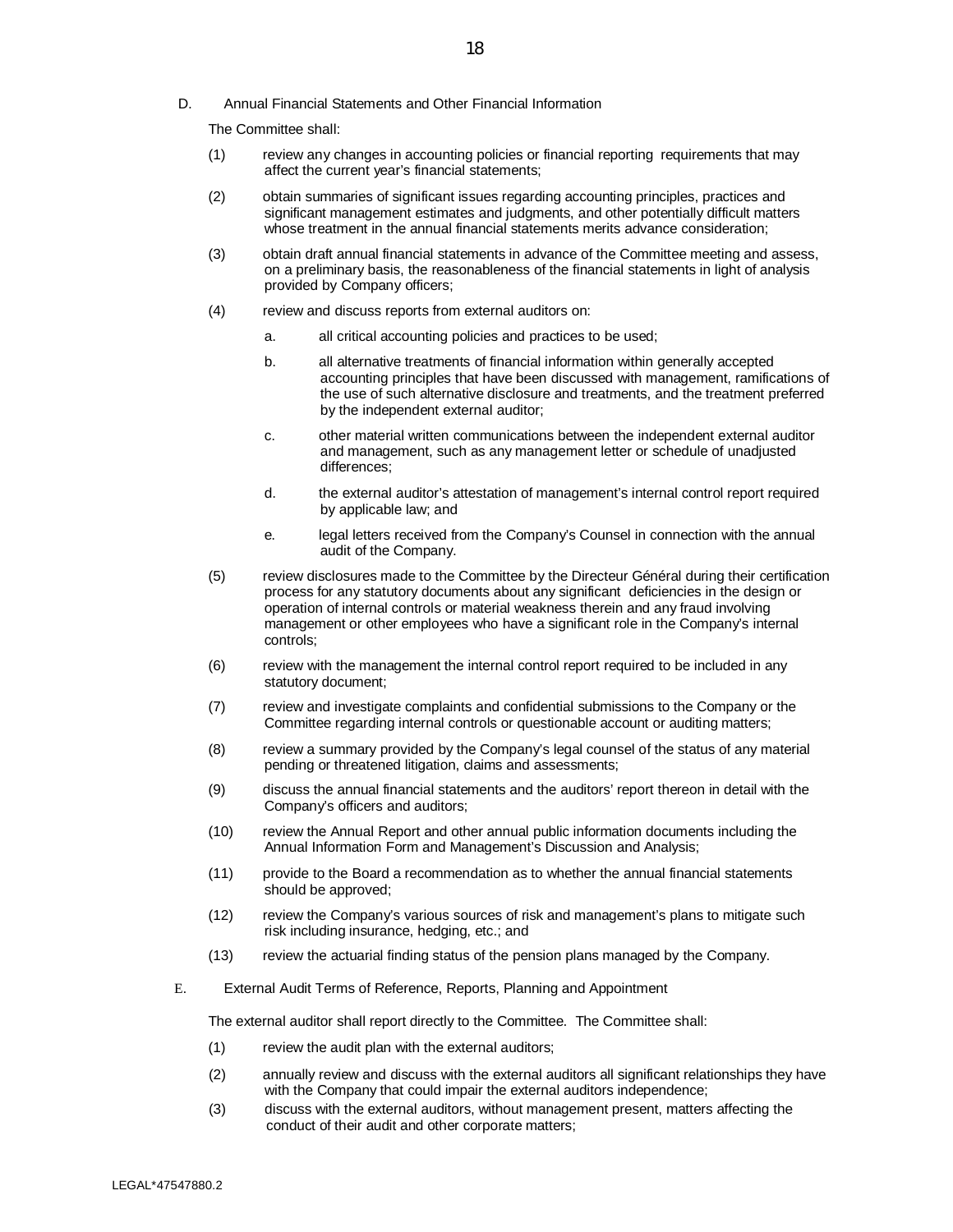D. Annual Financial Statements and Other Financial Information

The Committee shall:

(1) review any changes in accounting policies or financial reporting requirements that may affect the current year's financial statements;

(2) obtain summaries of significant issues regarding accounting principles, practices and significant management estimates and judgments, and other potentially difficult matters whose treatment in the annual financial statements merits advance consideration;

(3) obtain draft annual financial statements in advance of the Committee meeting and assess, on a preliminary basis, the reasonableness of the financial statements in light of analysis provided by Company officers;

(4) review and discuss reports from external auditors on:

a. all critical accounting policies and practices to be used;

b. all alternative treatments of financial information within generally accepted accounting principles that have been discussed with management, ramifications of the use of such alternative disclosure and treatments, and the treatment preferred by the independent external auditor;

c. other material written communications between the independent external auditor and management, such as any management letter or schedule of unadjusted differences;

d. the external auditor's attestation of management's internal control report required by applicable law; and

e. legal letters received from the Company's Counsel in connection with the annual audit of the Company.

(5) review disclosures made to the Committee by the Directeur Général during their certification process for any statutory documents about any significant deficiencies in the design or operation of internal controls or material weakness therein and any fraud involving management or other employees who have a significant role in the Company's internal controls;

(6) review with the management the internal control report required to be included in any statutory document;

(7) review and investigate complaints and confidential submissions to the Company or the Committee regarding internal controls or questionable account or auditing matters;

(8) review a summary provided by the Company's legal counsel of the status of any material pending or threatened litigation, claims and assessments;

(9) discuss the annual financial statements and the auditors' report thereon in detail with the Company's officers and auditors;

(10) review the Annual Report and other annual public information documents including the Annual Information Form and Management's Discussion and Analysis;

(11) provide to the Board a recommendation as to whether the annual financial statements should be approved;

(12) review the Company's various sources of risk and management's plans to mitigate such risk including insurance, hedging, etc.; and

(13) review the actuarial finding status of the pension plans managed by the Company.

E. External Audit Terms of Reference, Reports, Planning and Appointment

The external auditor shall report directly to the Committee. The Committee shall:

(1) review the audit plan with the external auditors;

(2) annually review and discuss with the external auditors all significant relationships they have with the Company that could impair the external auditors independence;

(3) discuss with the external auditors, without management present, matters affecting the conduct of their audit and other corporate matters;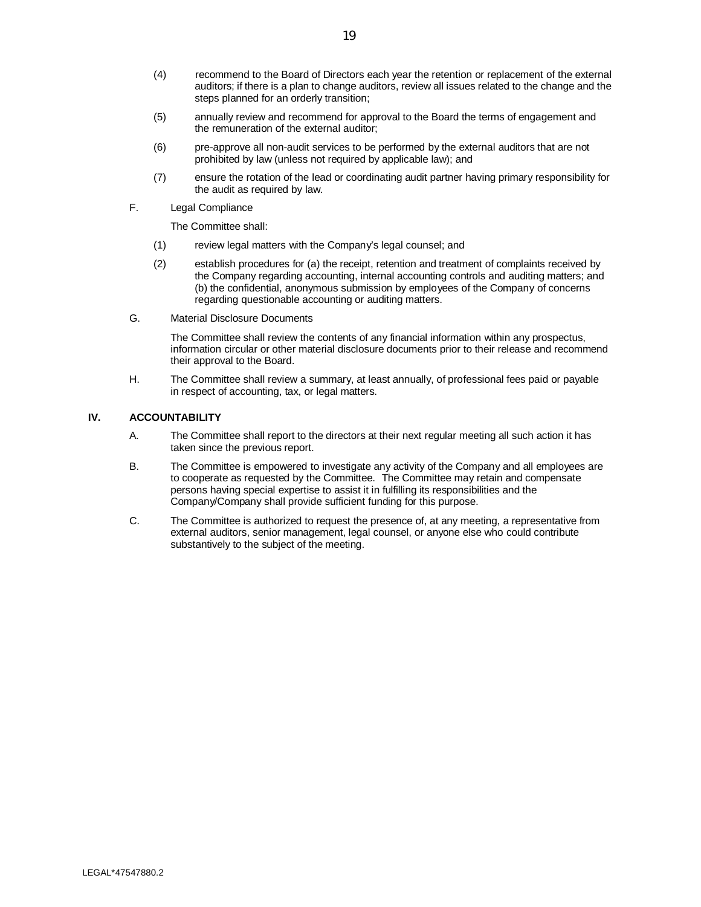(4) recommend to the Board of Directors each year the retention or replacement of the external auditors; if there is a plan to change auditors, review all issues related to the change and the steps planned for an orderly transition;

(5) annually review and recommend for approval to the Board the terms of engagement and the remuneration of the external auditor;

(6) pre-approve all non-audit services to be performed by the external auditors that are not prohibited by law (unless not required by applicable law); and

(7) ensure the rotation of the lead or coordinating audit partner having primary responsibility for the audit as required by law.

F. Legal Compliance

The Committee shall:

(1) review legal matters with the Company's legal counsel; and

(2) establish procedures for (a) the receipt, retention and treatment of complaints received by the Company regarding accounting, internal accounting controls and auditing matters; and (b) the confidential, anonymous submission by employees of the Company of concerns regarding questionable accounting or auditing matters.

G. Material Disclosure Documents

The Committee shall review the contents of any financial information within any prospectus, information circular or other material disclosure documents prior to their release and recommend their approval to the Board.

H. The Committee shall review a summary, at least annually, of professional fees paid or payable in respect of accounting, tax, or legal matters.

## IV. ACCOUNTABILITY

A. The Committee shall report to the directors at their next regular meeting all such action it has taken since the previous report.

B. The Committee is empowered to investigate any activity of the Company and all employees are to cooperate as requested by the Committee. The Committee may retain and compensate persons having special expertise to assist it in fulfilling its responsibilities and the Company/Company shall provide sufficient funding for this purpose.

C. The Committee is authorized to request the presence of, at any meeting, a representative from external auditors, senior management, legal counsel, or anyone else who could contribute substantively to the subject of the meeting.

LEGAL*47547880.2